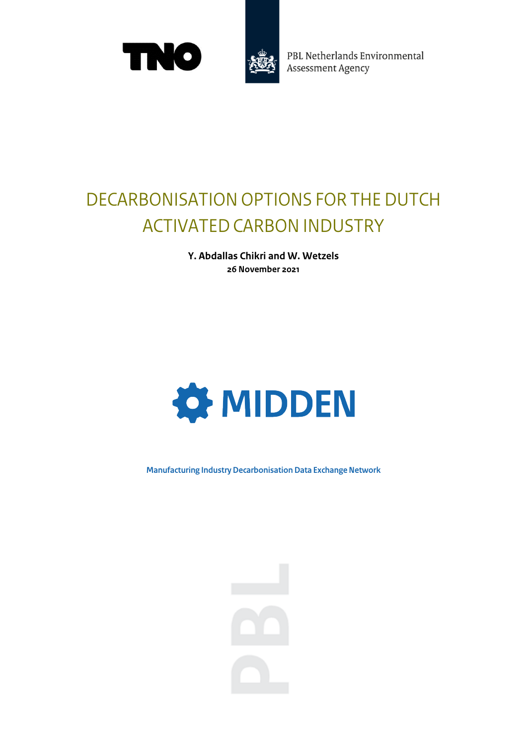TNO

PBL Netherlands Environmental Assessment Agency

# DECARBONISATION OPTIONS FOR THE DUTCH ACTIVATED CARBON INDUSTRY

**Y. Abdallas Chikri and W. Wetzels**

**26 November 2021**

**MIDDEN**

**Manufacturing Industry Decarbonisation Data Exchange Network**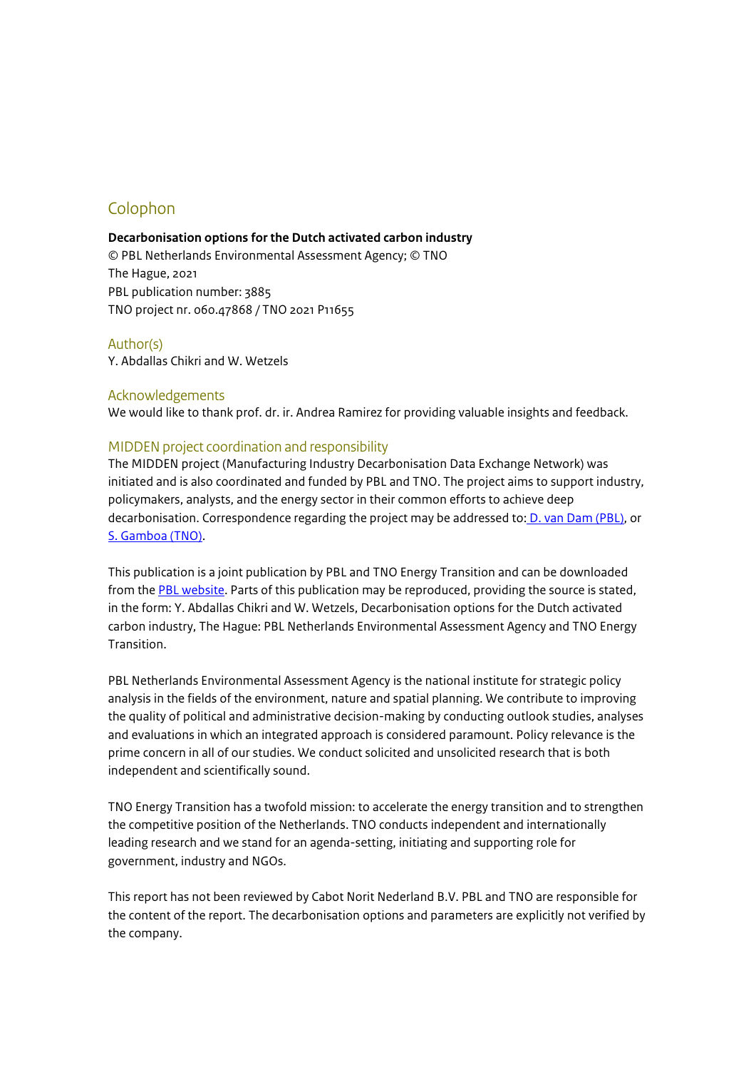## Colophon

**Decarbonisation options for the Dutch activated carbon industry**
© PBL Netherlands Environmental Assessment Agency; © TNO
The Hague, 2021
PBL publication number: 3885
TNO project nr. 060.47868 / TNO 2021 P11655

### Author(s)

Y. Abdallas Chikri and W. Wetzels

### Acknowledgements

We would like to thank prof. dr. ir. Andrea Ramirez for providing valuable insights and feedback.

### MIDDEN project coordination and responsibility

The MIDDEN project (Manufacturing Industry Decarbonisation Data Exchange Network) was initiated and is also coordinated and funded by PBL and TNO. The project aims to support industry, policymakers, analysts, and the energy sector in their common efforts to achieve deep decarbonisation. Correspondence regarding the project may be addressed to: D. van Dam (PBL), or S. Gamboa (TNO).

This publication is a joint publication by PBL and TNO Energy Transition and can be downloaded from the PBL website. Parts of this publication may be reproduced, providing the source is stated, in the form: Y. Abdallas Chikri and W. Wetzels, Decarbonisation options for the Dutch activated carbon industry, The Hague: PBL Netherlands Environmental Assessment Agency and TNO Energy Transition.

PBL Netherlands Environmental Assessment Agency is the national institute for strategic policy analysis in the fields of the environment, nature and spatial planning. We contribute to improving the quality of political and administrative decision-making by conducting outlook studies, analyses and evaluations in which an integrated approach is considered paramount. Policy relevance is the prime concern in all of our studies. We conduct solicited and unsolicited research that is both independent and scientifically sound.

TNO Energy Transition has a twofold mission: to accelerate the energy transition and to strengthen the competitive position of the Netherlands. TNO conducts independent and internationally leading research and we stand for an agenda-setting, initiating and supporting role for government, industry and NGOs.

This report has not been reviewed by Cabot Norit Nederland B.V. PBL and TNO are responsible for the content of the report. The decarbonisation options and parameters are explicitly not verified by the company.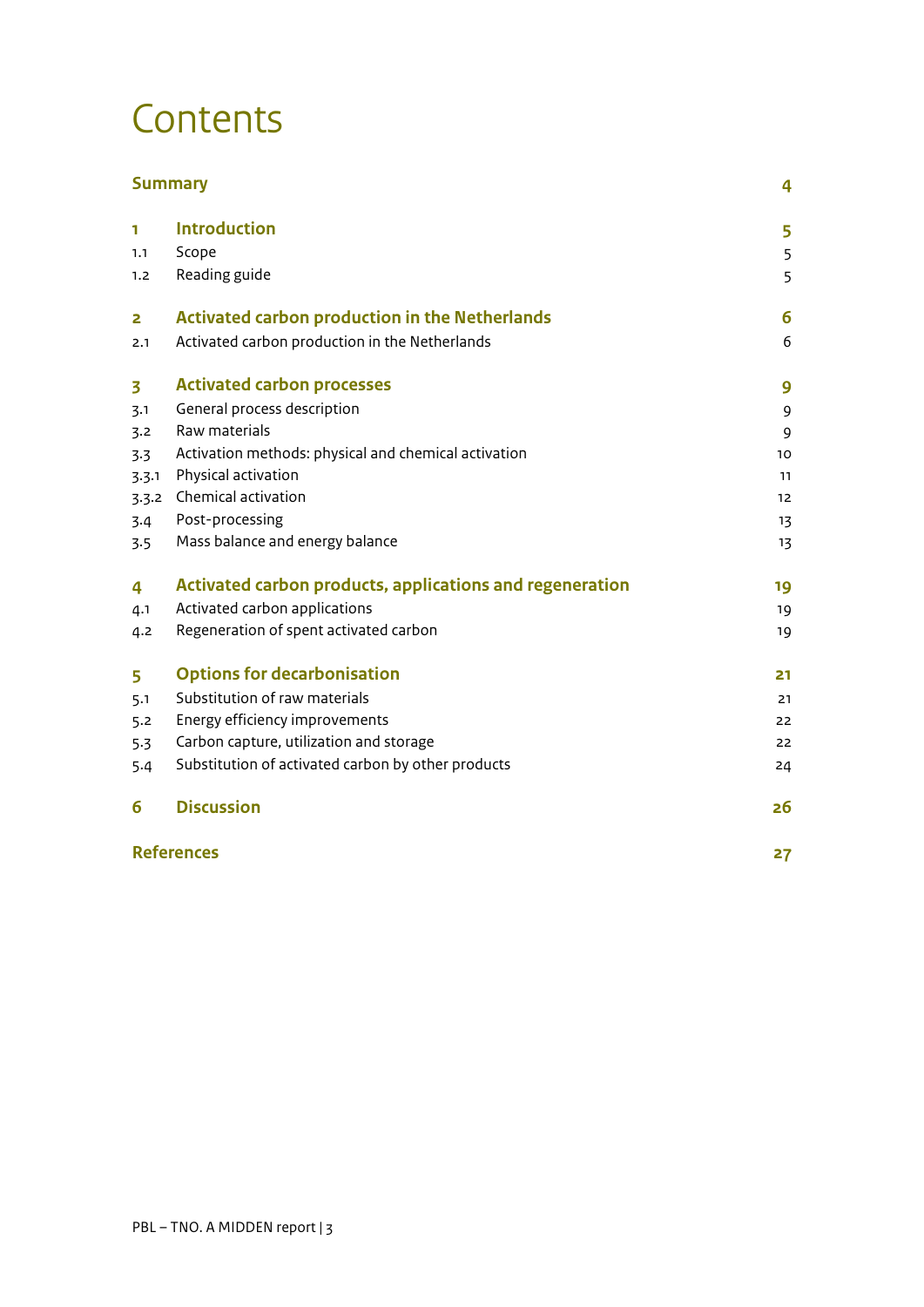# Contents

| | | |
|---|---|---|
| **Summary** | | **4** |
| **1** | **Introduction** | **5** |
| 1.1 | Scope | 5 |
| 1.2 | Reading guide | 5 |
| **2** | **Activated carbon production in the Netherlands** | **6** |
| 2.1 | Activated carbon production in the Netherlands | 6 |
| **3** | **Activated carbon processes** | **9** |
| 3.1 | General process description | 9 |
| 3.2 | Raw materials | 9 |
| 3.3 | Activation methods: physical and chemical activation | 10 |
| 3.3.1 | Physical activation | 11 |
| 3.3.2 | Chemical activation | 12 |
| 3.4 | Post-processing | 13 |
| 3.5 | Mass balance and energy balance | 13 |
| **4** | **Activated carbon products, applications and regeneration** | **19** |
| 4.1 | Activated carbon applications | 19 |
| 4.2 | Regeneration of spent activated carbon | 19 |
| **5** | **Options for decarbonisation** | **21** |
| 5.1 | Substitution of raw materials | 21 |
| 5.2 | Energy efficiency improvements | 22 |
| 5.3 | Carbon capture, utilization and storage | 22 |
| 5.4 | Substitution of activated carbon by other products | 24 |
| **6** | **Discussion** | **26** |
| **References** | | **27** |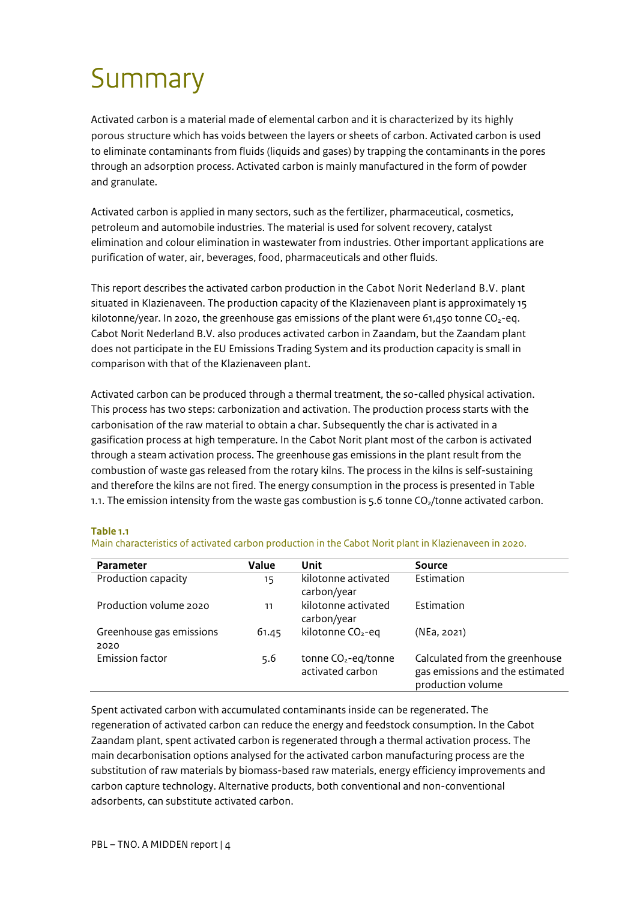# Summary

Activated carbon is a material made of elemental carbon and it is characterized by its highly porous structure which has voids between the layers or sheets of carbon. Activated carbon is used to eliminate contaminants from fluids (liquids and gases) by trapping the contaminants in the pores through an adsorption process. Activated carbon is mainly manufactured in the form of powder and granulate.

Activated carbon is applied in many sectors, such as the fertilizer, pharmaceutical, cosmetics, petroleum and automobile industries. The material is used for solvent recovery, catalyst elimination and colour elimination in wastewater from industries. Other important applications are purification of water, air, beverages, food, pharmaceuticals and other fluids.

This report describes the activated carbon production in the Cabot Norit Nederland B.V. plant situated in Klazienaveen. The production capacity of the Klazienaveen plant is approximately 15 kilotonne/year. In 2020, the greenhouse gas emissions of the plant were 61,450 tonne $CO_2$-eq. Cabot Norit Nederland B.V. also produces activated carbon in Zaandam, but the Zaandam plant does not participate in the EU Emissions Trading System and its production capacity is small in comparison with that of the Klazienaveen plant.

Activated carbon can be produced through a thermal treatment, the so-called physical activation. This process has two steps: carbonization and activation. The production process starts with the carbonisation of the raw material to obtain a char. Subsequently the char is activated in a gasification process at high temperature. In the Cabot Norit plant most of the carbon is activated through a steam activation process. The greenhouse gas emissions in the plant result from the combustion of waste gas released from the rotary kilns. The process in the kilns is self-sustaining and therefore the kilns are not fired. The energy consumption in the process is presented in Table 1.1. The emission intensity from the waste gas combustion is 5.6 tonne $CO_2$/tonne activated carbon.

**Table 1.1**
Main characteristics of activated carbon production in the Cabot Norit plant in Klazienaveen in 2020.

| Parameter | Value | Unit | Source |
|---|---|---|---|
| Production capacity | 15 | kilotonne activated carbon/year | Estimation |
| Production volume 2020 | 11 | kilotonne activated carbon/year | Estimation |
| Greenhouse gas emissions 2020 | 61.45 | kilotonne $CO_2$-eq | (NEa, 2021) |
| Emission factor | 5.6 | tonne $CO_2$-eq/tonne activated carbon | Calculated from the greenhouse gas emissions and the estimated production volume |

Spent activated carbon with accumulated contaminants inside can be regenerated. The regeneration of activated carbon can reduce the energy and feedstock consumption. In the Cabot Zaandam plant, spent activated carbon is regenerated through a thermal activation process. The main decarbonisation options analysed for the activated carbon manufacturing process are the substitution of raw materials by biomass-based raw materials, energy efficiency improvements and carbon capture technology. Alternative products, both conventional and non-conventional adsorbents, can substitute activated carbon.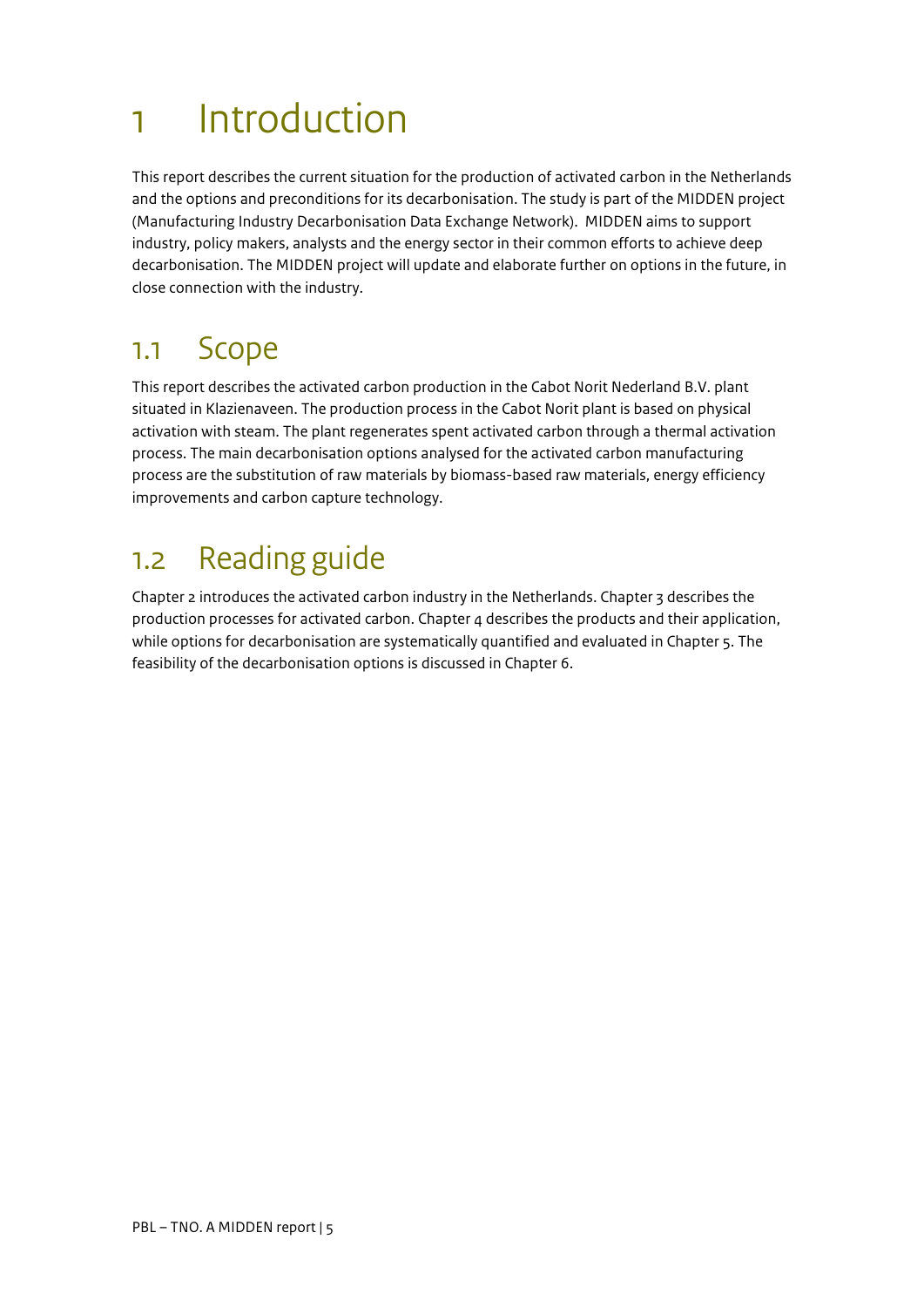# 1 Introduction

This report describes the current situation for the production of activated carbon in the Netherlands and the options and preconditions for its decarbonisation. The study is part of the MIDDEN project (Manufacturing Industry Decarbonisation Data Exchange Network). MIDDEN aims to support industry, policy makers, analysts and the energy sector in their common efforts to achieve deep decarbonisation. The MIDDEN project will update and elaborate further on options in the future, in close connection with the industry.

## 1.1 Scope

This report describes the activated carbon production in the Cabot Norit Nederland B.V. plant situated in Klazienaveen. The production process in the Cabot Norit plant is based on physical activation with steam. The plant regenerates spent activated carbon through a thermal activation process. The main decarbonisation options analysed for the activated carbon manufacturing process are the substitution of raw materials by biomass-based raw materials, energy efficiency improvements and carbon capture technology.

## 1.2 Reading guide

Chapter 2 introduces the activated carbon industry in the Netherlands. Chapter 3 describes the production processes for activated carbon. Chapter 4 describes the products and their application, while options for decarbonisation are systematically quantified and evaluated in Chapter 5. The feasibility of the decarbonisation options is discussed in Chapter 6.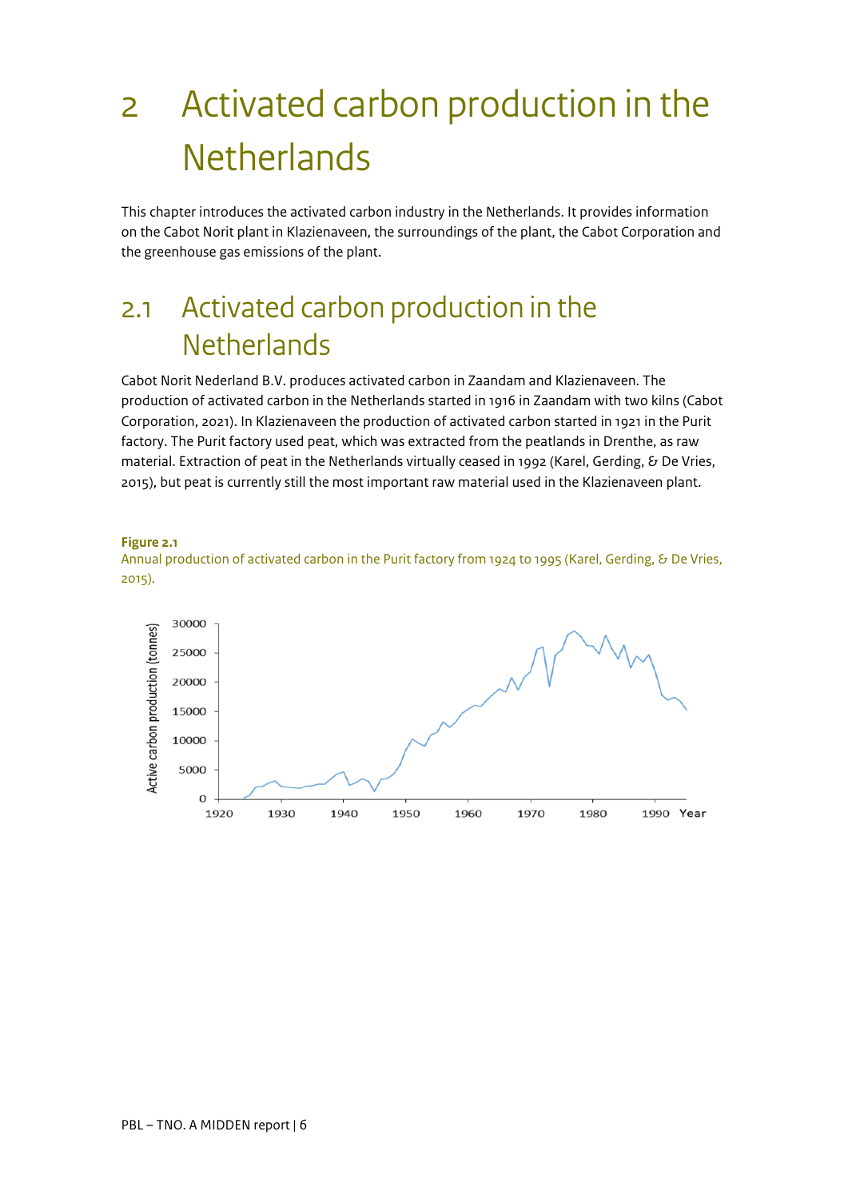# 2 Activated carbon production in the Netherlands

This chapter introduces the activated carbon industry in the Netherlands. It provides information on the Cabot Norit plant in Klazienaveen, the surroundings of the plant, the Cabot Corporation and the greenhouse gas emissions of the plant.

## 2.1 Activated carbon production in the Netherlands

Cabot Norit Nederland B.V. produces activated carbon in Zaandam and Klazienaveen. The production of activated carbon in the Netherlands started in 1916 in Zaandam with two kilns (Cabot Corporation, 2021). In Klazienaveen the production of activated carbon started in 1921 in the Purit factory. The Purit factory used peat, which was extracted from the peatlands in Drenthe, as raw material. Extraction of peat in the Netherlands virtually ceased in 1992 (Karel, Gerding, & De Vries, 2015), but peat is currently still the most important raw material used in the Klazienaveen plant.

**Figure 2.1**
Annual production of activated carbon in the Purit factory from 1924 to 1995 (Karel, Gerding, & De Vries, 2015).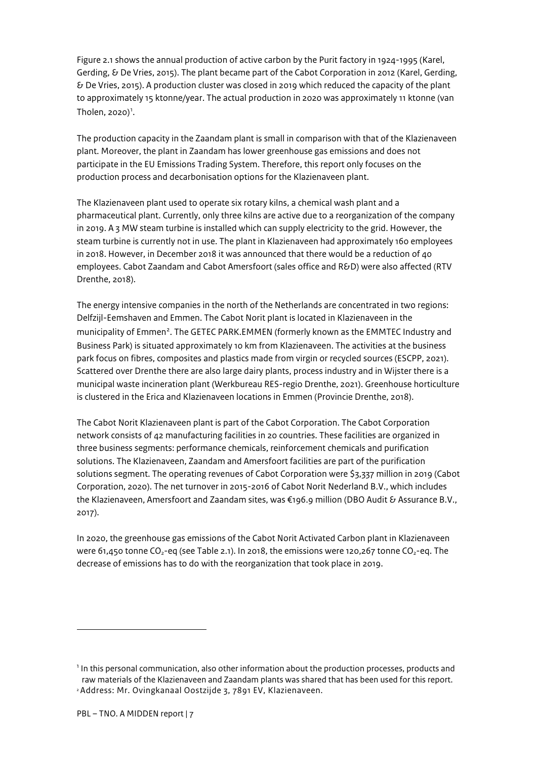Figure 2.1 shows the annual production of active carbon by the Purit factory in 1924-1995 (Karel, Gerding, & De Vries, 2015). The plant became part of the Cabot Corporation in 2012 (Karel, Gerding, & De Vries, 2015). A production cluster was closed in 2019 which reduced the capacity of the plant to approximately 15 ktonne/year. The actual production in 2020 was approximately 11 ktonne (van Tholen, 2020)[1].

The production capacity in the Zaandam plant is small in comparison with that of the Klazienaveen plant. Moreover, the plant in Zaandam has lower greenhouse gas emissions and does not participate in the EU Emissions Trading System. Therefore, this report only focuses on the production process and decarbonisation options for the Klazienaveen plant.

The Klazienaveen plant used to operate six rotary kilns, a chemical wash plant and a pharmaceutical plant. Currently, only three kilns are active due to a reorganization of the company in 2019. A 3 MW steam turbine is installed which can supply electricity to the grid. However, the steam turbine is currently not in use. The plant in Klazienaveen had approximately 160 employees in 2018. However, in December 2018 it was announced that there would be a reduction of 40 employees. Cabot Zaandam and Cabot Amersfoort (sales office and R&D) were also affected (RTV Drenthe, 2018).

The energy intensive companies in the north of the Netherlands are concentrated in two regions: Delfzijl-Eemshaven and Emmen. The Cabot Norit plant is located in Klazienaveen in the municipality of Emmen[2]. The GETEC PARK.EMMEN (formerly known as the EMMTEC Industry and Business Park) is situated approximately 10 km from Klazienaveen. The activities at the business park focus on fibres, composites and plastics made from virgin or recycled sources (ESCPP, 2021). Scattered over Drenthe there are also large dairy plants, process industry and in Wijster there is a municipal waste incineration plant (Werkbureau RES-regio Drenthe, 2021). Greenhouse horticulture is clustered in the Erica and Klazienaveen locations in Emmen (Provincie Drenthe, 2018).

The Cabot Norit Klazienaveen plant is part of the Cabot Corporation. The Cabot Corporation network consists of 42 manufacturing facilities in 20 countries. These facilities are organized in three business segments: performance chemicals, reinforcement chemicals and purification solutions. The Klazienaveen, Zaandam and Amersfoort facilities are part of the purification solutions segment. The operating revenues of Cabot Corporation were $3,337 million in 2019 (Cabot Corporation, 2020). The net turnover in 2015-2016 of Cabot Norit Nederland B.V., which includes the Klazienaveen, Amersfoort and Zaandam sites, was €196.9 million (DBO Audit & Assurance B.V., 2017).

In 2020, the greenhouse gas emissions of the Cabot Norit Activated Carbon plant in Klazienaveen were 61,450 tonne $CO_2$-eq (see Table 2.1). In 2018, the emissions were 120,267 tonne $CO_2$-eq. The decrease of emissions has to do with the reorganization that took place in 2019.

---

[1] In this personal communication, also other information about the production processes, products and raw materials of the Klazienaveen and Zaandam plants was shared that has been used for this report.

[2] Address: Mr. Ovingkanaal Oostzijde 3, 7891 EV, Klazienaveen.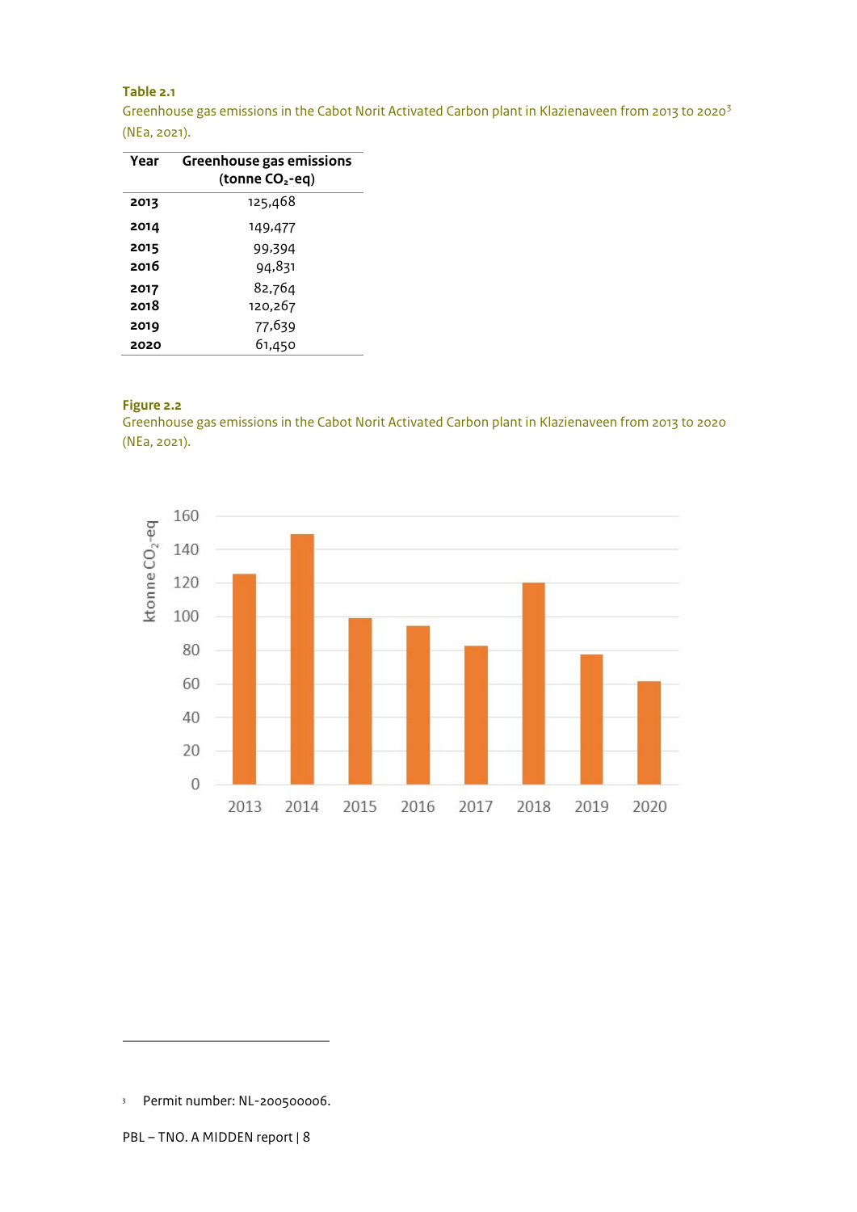**Table 2.1**
Greenhouse gas emissions in the Cabot Norit Activated Carbon plant in Klazienaveen from 2013 to 2020[3] (NEa, 2021).

| Year | Greenhouse gas emissions (tonne $CO_2$-eq) |
|---|---|
| **2013** | 125,468 |
| **2014** | 149,477 |
| **2015** | 99,394 |
| **2016** | 94,831 |
| **2017** | 82,764 |
| **2018** | 120,267 |
| **2019** | 77,639 |
| **2020** | 61,450 |

**Figure 2.2**
Greenhouse gas emissions in the Cabot Norit Activated Carbon plant in Klazienaveen from 2013 to 2020 (NEa, 2021).

[3] Permit number: NL-200500006.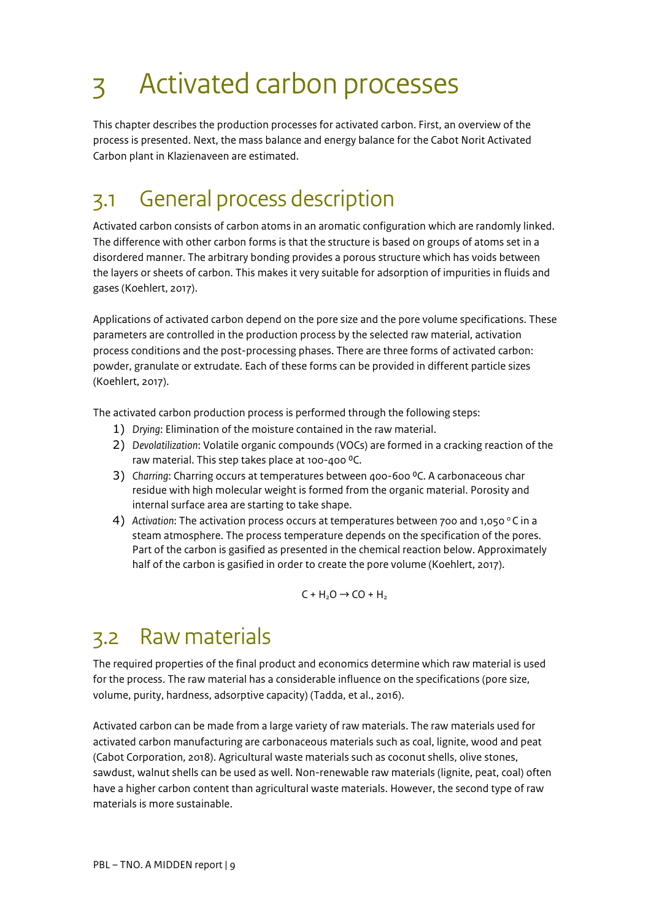# 3 Activated carbon processes

This chapter describes the production processes for activated carbon. First, an overview of the process is presented. Next, the mass balance and energy balance for the Cabot Norit Activated Carbon plant in Klazienaveen are estimated.

## 3.1 General process description

Activated carbon consists of carbon atoms in an aromatic configuration which are randomly linked. The difference with other carbon forms is that the structure is based on groups of atoms set in a disordered manner. The arbitrary bonding provides a porous structure which has voids between the layers or sheets of carbon. This makes it very suitable for adsorption of impurities in fluids and gases (Koehlert, 2017).

Applications of activated carbon depend on the pore size and the pore volume specifications. These parameters are controlled in the production process by the selected raw material, activation process conditions and the post-processing phases. There are three forms of activated carbon: powder, granulate or extrudate. Each of these forms can be provided in different particle sizes (Koehlert, 2017).

The activated carbon production process is performed through the following steps:

1) *Drying*: Elimination of the moisture contained in the raw material.
2) *Devolatilization*: Volatile organic compounds (VOCs) are formed in a cracking reaction of the raw material. This step takes place at 100-400 ⁰C.
3) *Charring*: Charring occurs at temperatures between 400-600 ⁰C. A carbonaceous char residue with high molecular weight is formed from the organic material. Porosity and internal surface area are starting to take shape.
4) *Activation*: The activation process occurs at temperatures between 700 and 1,050 °C in a steam atmosphere. The process temperature depends on the specification of the pores. Part of the carbon is gasified as presented in the chemical reaction below. Approximately half of the carbon is gasified in order to create the pore volume (Koehlert, 2017).

$$C + H_2O \rightarrow CO + H_2$$

## 3.2 Raw materials

The required properties of the final product and economics determine which raw material is used for the process. The raw material has a considerable influence on the specifications (pore size, volume, purity, hardness, adsorptive capacity) (Tadda, et al., 2016).

Activated carbon can be made from a large variety of raw materials. The raw materials used for activated carbon manufacturing are carbonaceous materials such as coal, lignite, wood and peat (Cabot Corporation, 2018). Agricultural waste materials such as coconut shells, olive stones, sawdust, walnut shells can be used as well. Non-renewable raw materials (lignite, peat, coal) often have a higher carbon content than agricultural waste materials. However, the second type of raw materials is more sustainable.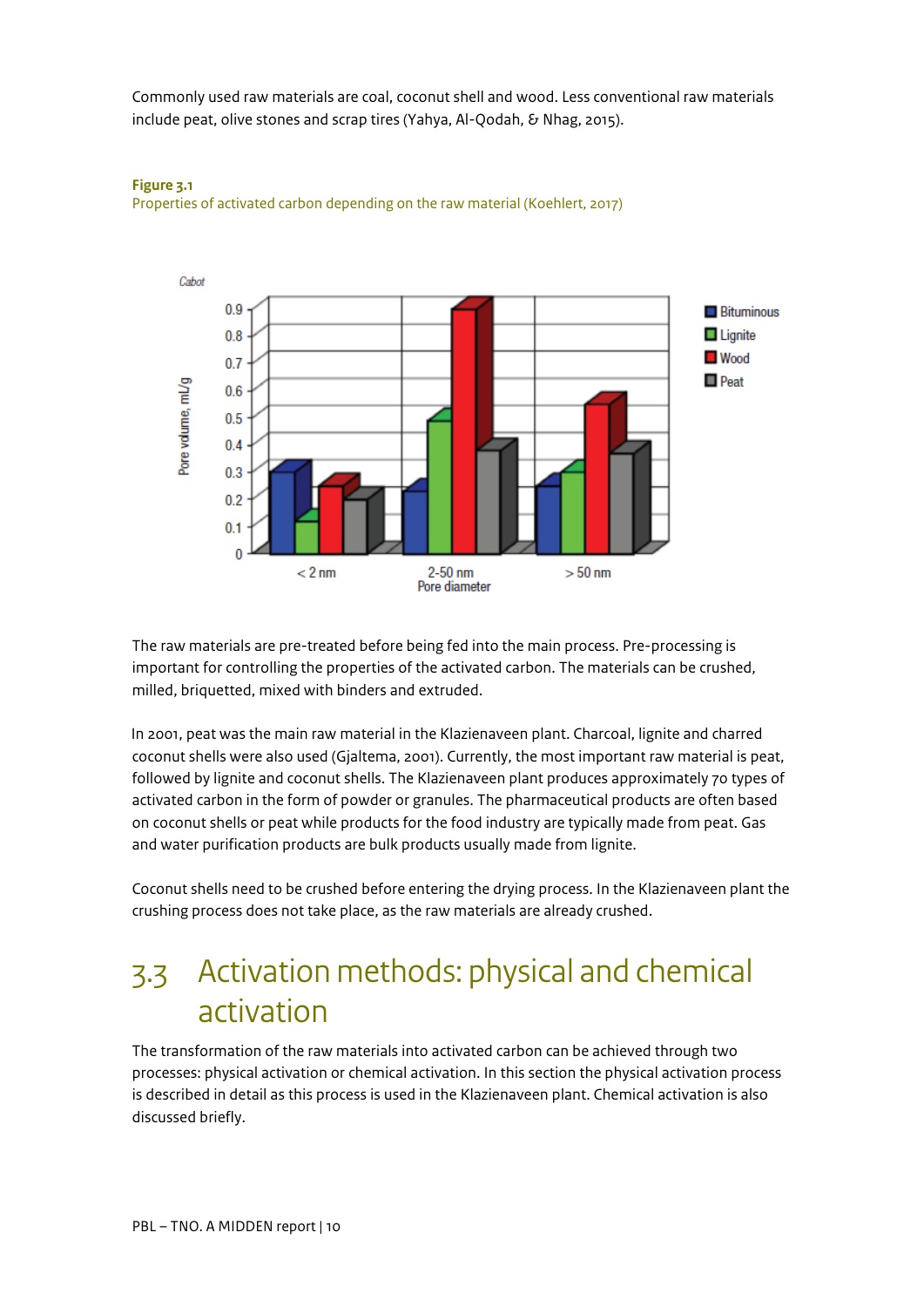Commonly used raw materials are coal, coconut shell and wood. Less conventional raw materials include peat, olive stones and scrap tires (Yahya, Al-Qodah, & Nhag, 2015).

**Figure 3.1**
Properties of activated carbon depending on the raw material (Koehlert, 2017)

The raw materials are pre-treated before being fed into the main process. Pre-processing is important for controlling the properties of the activated carbon. The materials can be crushed, milled, briquetted, mixed with binders and extruded.

In 2001, peat was the main raw material in the Klazienaveen plant. Charcoal, lignite and charred coconut shells were also used (Gjaltema, 2001). Currently, the most important raw material is peat, followed by lignite and coconut shells. The Klazienaveen plant produces approximately 70 types of activated carbon in the form of powder or granules. The pharmaceutical products are often based on coconut shells or peat while products for the food industry are typically made from peat. Gas and water purification products are bulk products usually made from lignite.

Coconut shells need to be crushed before entering the drying process. In the Klazienaveen plant the crushing process does not take place, as the raw materials are already crushed.

## 3.3 Activation methods: physical and chemical activation

The transformation of the raw materials into activated carbon can be achieved through two processes: physical activation or chemical activation. In this section the physical activation process is described in detail as this process is used in the Klazienaveen plant. Chemical activation is also discussed briefly.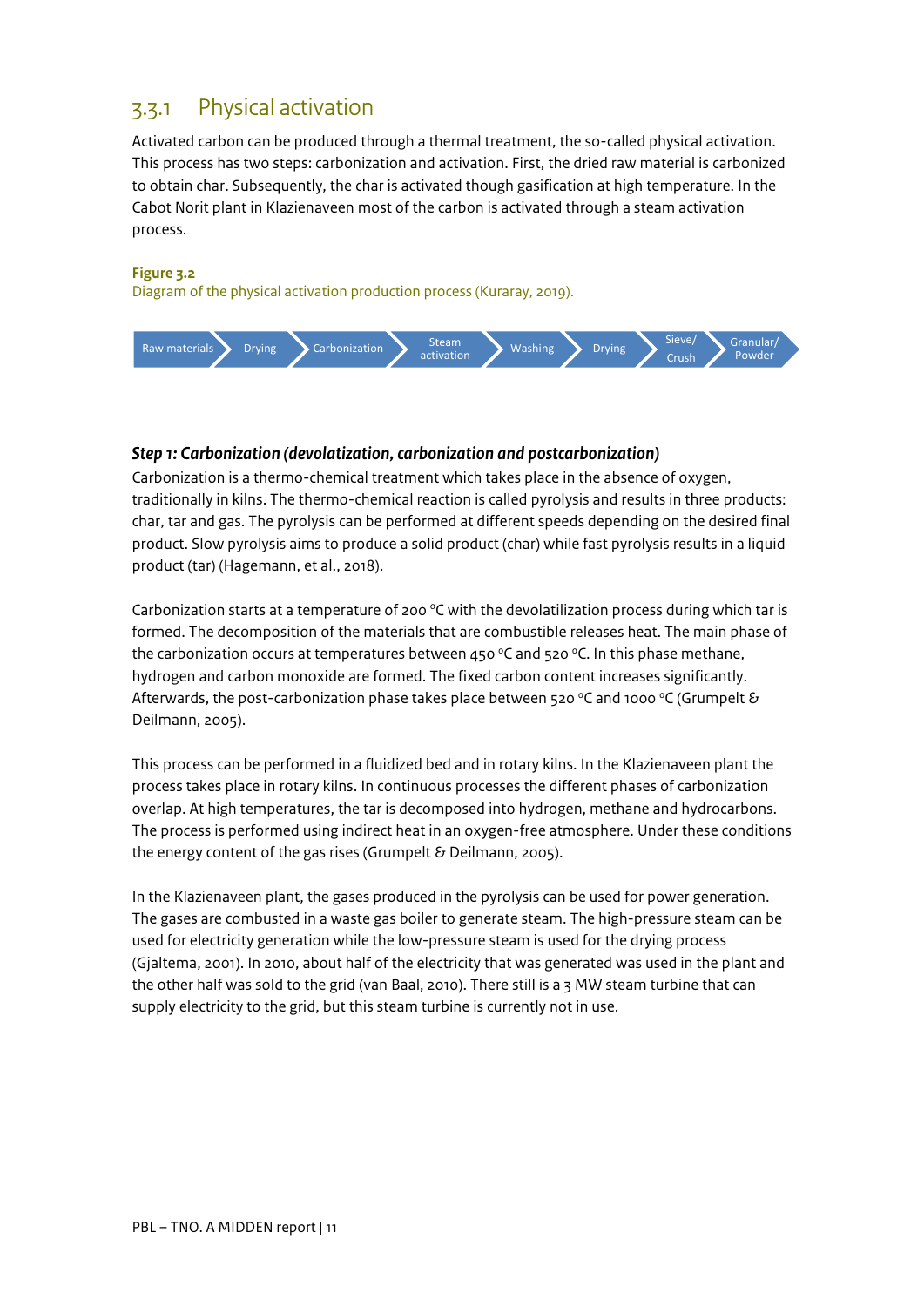## 3.3.1 Physical activation

Activated carbon can be produced through a thermal treatment, the so-called physical activation. This process has two steps: carbonization and activation. First, the dried raw material is carbonized to obtain char. Subsequently, the char is activated though gasification at high temperature. In the Cabot Norit plant in Klazienaveen most of the carbon is activated through a steam activation process.

**Figure 3.2**
Diagram of the physical activation production process (Kuraray, 2019).

Raw materials → Drying → Carbonization → Steam activation → Washing → Drying → Sieve/ Crush → Granular/ Powder

### *Step 1: Carbonization (devolatization, carbonization and postcarbonization)*

Carbonization is a thermo-chemical treatment which takes place in the absence of oxygen, traditionally in kilns. The thermo-chemical reaction is called pyrolysis and results in three products: char, tar and gas. The pyrolysis can be performed at different speeds depending on the desired final product. Slow pyrolysis aims to produce a solid product (char) while fast pyrolysis results in a liquid product (tar) (Hagemann, et al., 2018).

Carbonization starts at a temperature of 200 °C with the devolatilization process during which tar is formed. The decomposition of the materials that are combustible releases heat. The main phase of the carbonization occurs at temperatures between 450 °C and 520 °C. In this phase methane, hydrogen and carbon monoxide are formed. The fixed carbon content increases significantly. Afterwards, the post-carbonization phase takes place between 520 °C and 1000 °C (Grumpelt & Deilmann, 2005).

This process can be performed in a fluidized bed and in rotary kilns. In the Klazienaveen plant the process takes place in rotary kilns. In continuous processes the different phases of carbonization overlap. At high temperatures, the tar is decomposed into hydrogen, methane and hydrocarbons. The process is performed using indirect heat in an oxygen-free atmosphere. Under these conditions the energy content of the gas rises (Grumpelt & Deilmann, 2005).

In the Klazienaveen plant, the gases produced in the pyrolysis can be used for power generation. The gases are combusted in a waste gas boiler to generate steam. The high-pressure steam can be used for electricity generation while the low-pressure steam is used for the drying process (Gjaltema, 2001). In 2010, about half of the electricity that was generated was used in the plant and the other half was sold to the grid (van Baal, 2010). There still is a 3 MW steam turbine that can supply electricity to the grid, but this steam turbine is currently not in use.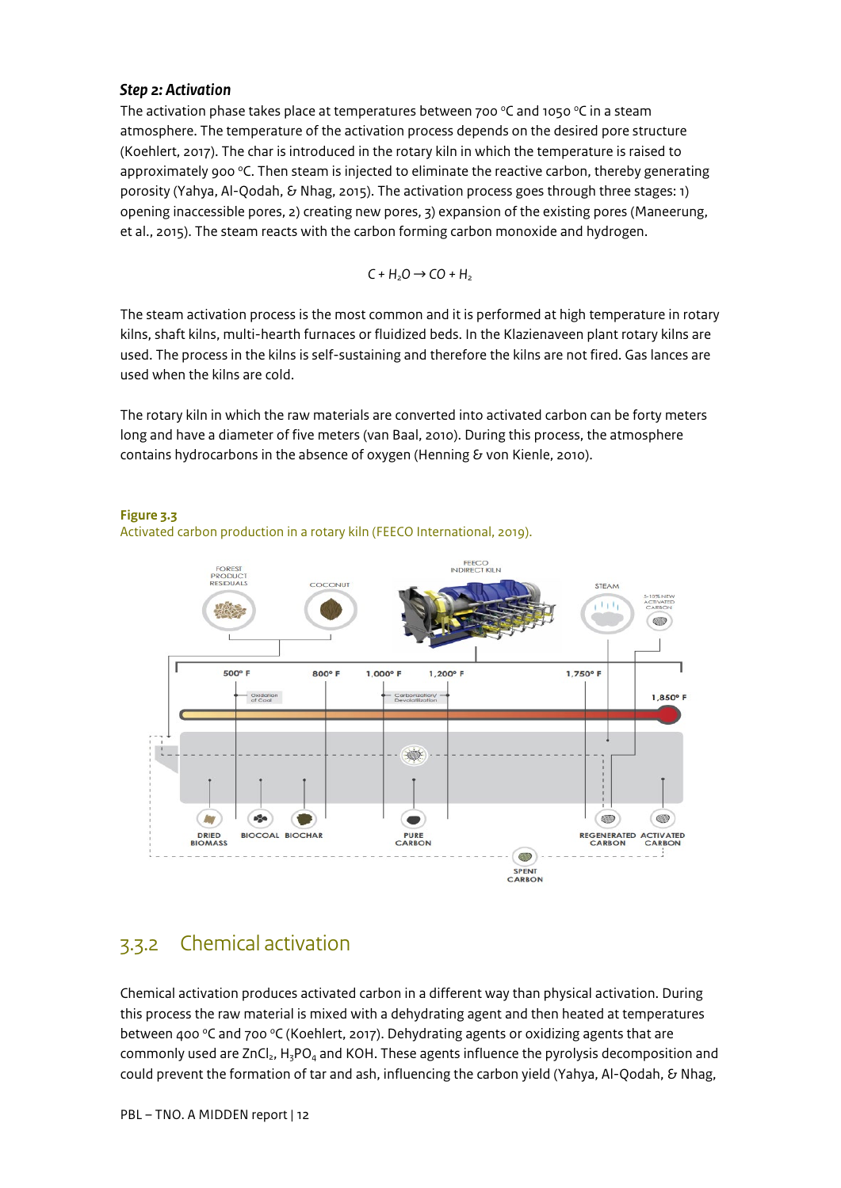### *Step 2: Activation*

The activation phase takes place at temperatures between 700 °C and 1050 °C in a steam atmosphere. The temperature of the activation process depends on the desired pore structure (Koehlert, 2017). The char is introduced in the rotary kiln in which the temperature is raised to approximately 900 °C. Then steam is injected to eliminate the reactive carbon, thereby generating porosity (Yahya, Al-Qodah, & Nhag, 2015). The activation process goes through three stages: 1) opening inaccessible pores, 2) creating new pores, 3) expansion of the existing pores (Maneerung, et al., 2015). The steam reacts with the carbon forming carbon monoxide and hydrogen.

$$C + H_2O \rightarrow CO + H_2$$

The steam activation process is the most common and it is performed at high temperature in rotary kilns, shaft kilns, multi-hearth furnaces or fluidized beds. In the Klazienaveen plant rotary kilns are used. The process in the kilns is self-sustaining and therefore the kilns are not fired. Gas lances are used when the kilns are cold.

The rotary kiln in which the raw materials are converted into activated carbon can be forty meters long and have a diameter of five meters (van Baal, 2010). During this process, the atmosphere contains hydrocarbons in the absence of oxygen (Henning & von Kienle, 2010).

**Figure 3.3**
Activated carbon production in a rotary kiln (FEECO International, 2019).

## 3.3.2 Chemical activation

Chemical activation produces activated carbon in a different way than physical activation. During this process the raw material is mixed with a dehydrating agent and then heated at temperatures between 400 °C and 700 °C (Koehlert, 2017). Dehydrating agents or oxidizing agents that are commonly used are $ZnCl_2$, $H_3PO_4$ and KOH. These agents influence the pyrolysis decomposition and could prevent the formation of tar and ash, influencing the carbon yield (Yahya, Al-Qodah, & Nhag,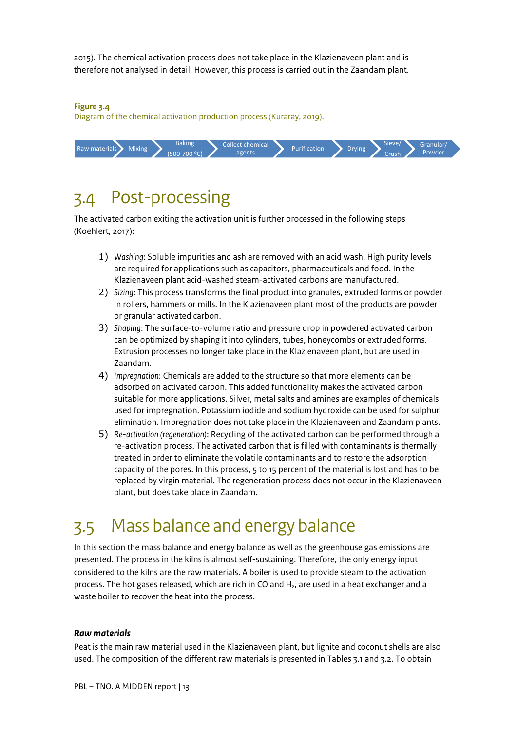2015). The chemical activation process does not take place in the Klazienaveen plant and is therefore not analysed in detail. However, this process is carried out in the Zaandam plant.

**Figure 3.4**
Diagram of the chemical activation production process (Kuraray, 2019).

Raw materials → Mixing → Baking (500-700 °C) → Collect chemical agents → Purification → Drying → Sieve/ Crush → Granular/ Powder

## 3.4 Post-processing

The activated carbon exiting the activation unit is further processed in the following steps (Koehlert, 2017):

1) *Washing*: Soluble impurities and ash are removed with an acid wash. High purity levels are required for applications such as capacitors, pharmaceuticals and food. In the Klazienaveen plant acid-washed steam-activated carbons are manufactured.
2) *Sizing*: This process transforms the final product into granules, extruded forms or powder in rollers, hammers or mills. In the Klazienaveen plant most of the products are powder or granular activated carbon.
3) *Shaping*: The surface-to-volume ratio and pressure drop in powdered activated carbon can be optimized by shaping it into cylinders, tubes, honeycombs or extruded forms. Extrusion processes no longer take place in the Klazienaveen plant, but are used in Zaandam.
4) *Impregnation*: Chemicals are added to the structure so that more elements can be adsorbed on activated carbon. This added functionality makes the activated carbon suitable for more applications. Silver, metal salts and amines are examples of chemicals used for impregnation. Potassium iodide and sodium hydroxide can be used for sulphur elimination. Impregnation does not take place in the Klazienaveen and Zaandam plants.
5) *Re-activation (regeneration)*: Recycling of the activated carbon can be performed through a re-activation process. The activated carbon that is filled with contaminants is thermally treated in order to eliminate the volatile contaminants and to restore the adsorption capacity of the pores. In this process, 5 to 15 percent of the material is lost and has to be replaced by virgin material. The regeneration process does not occur in the Klazienaveen plant, but does take place in Zaandam.

## 3.5 Mass balance and energy balance

In this section the mass balance and energy balance as well as the greenhouse gas emissions are presented. The process in the kilns is almost self-sustaining. Therefore, the only energy input considered to the kilns are the raw materials. A boiler is used to provide steam to the activation process. The hot gases released, which are rich in CO and $H_2$, are used in a heat exchanger and a waste boiler to recover the heat into the process.

### *Raw materials*

Peat is the main raw material used in the Klazienaveen plant, but lignite and coconut shells are also used. The composition of the different raw materials is presented in Tables 3.1 and 3.2. To obtain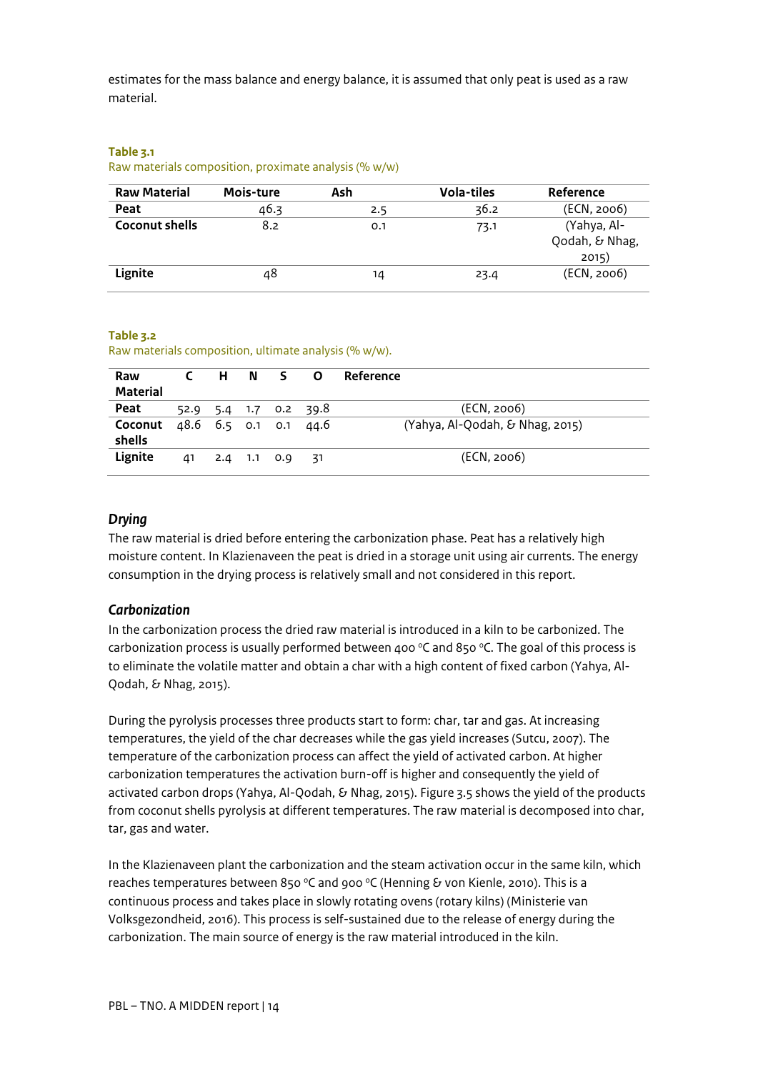estimates for the mass balance and energy balance, it is assumed that only peat is used as a raw material.

**Table 3.1**
Raw materials composition, proximate analysis (% w/w)

| Raw Material | Mois-ture | Ash | Vola-tiles | Reference |
|---|---|---|---|---|
| **Peat** | 46.3 | 2.5 | 36.2 | (ECN, 2006) |
| **Coconut shells** | 8.2 | 0.1 | 73.1 | (Yahya, Al-Qodah, & Nhag, 2015) |
| **Lignite** | 48 | 14 | 23.4 | (ECN, 2006) |

**Table 3.2**
Raw materials composition, ultimate analysis (% w/w).

| Raw Material | C | H | N | S | O | Reference |
|---|---|---|---|---|---|---|
| **Peat** | 52.9 | 5.4 | 1.7 | 0.2 | 39.8 | (ECN, 2006) |
| **Coconut shells** | 48.6 | 6.5 | 0.1 | 0.1 | 44.6 | (Yahya, Al-Qodah, & Nhag, 2015) |
| **Lignite** | 41 | 2.4 | 1.1 | 0.9 | 31 | (ECN, 2006) |

### *Drying*

The raw material is dried before entering the carbonization phase. Peat has a relatively high moisture content. In Klazienaveen the peat is dried in a storage unit using air currents. The energy consumption in the drying process is relatively small and not considered in this report.

### *Carbonization*

In the carbonization process the dried raw material is introduced in a kiln to be carbonized. The carbonization process is usually performed between 400 °C and 850 °C. The goal of this process is to eliminate the volatile matter and obtain a char with a high content of fixed carbon (Yahya, Al-Qodah, & Nhag, 2015).

During the pyrolysis processes three products start to form: char, tar and gas. At increasing temperatures, the yield of the char decreases while the gas yield increases (Sutcu, 2007). The temperature of the carbonization process can affect the yield of activated carbon. At higher carbonization temperatures the activation burn-off is higher and consequently the yield of activated carbon drops (Yahya, Al-Qodah, & Nhag, 2015). Figure 3.5 shows the yield of the products from coconut shells pyrolysis at different temperatures. The raw material is decomposed into char, tar, gas and water.

In the Klazienaveen plant the carbonization and the steam activation occur in the same kiln, which reaches temperatures between 850 °C and 900 °C (Henning & von Kienle, 2010). This is a continuous process and takes place in slowly rotating ovens (rotary kilns) (Ministerie van Volksgezondheid, 2016). This process is self-sustained due to the release of energy during the carbonization. The main source of energy is the raw material introduced in the kiln.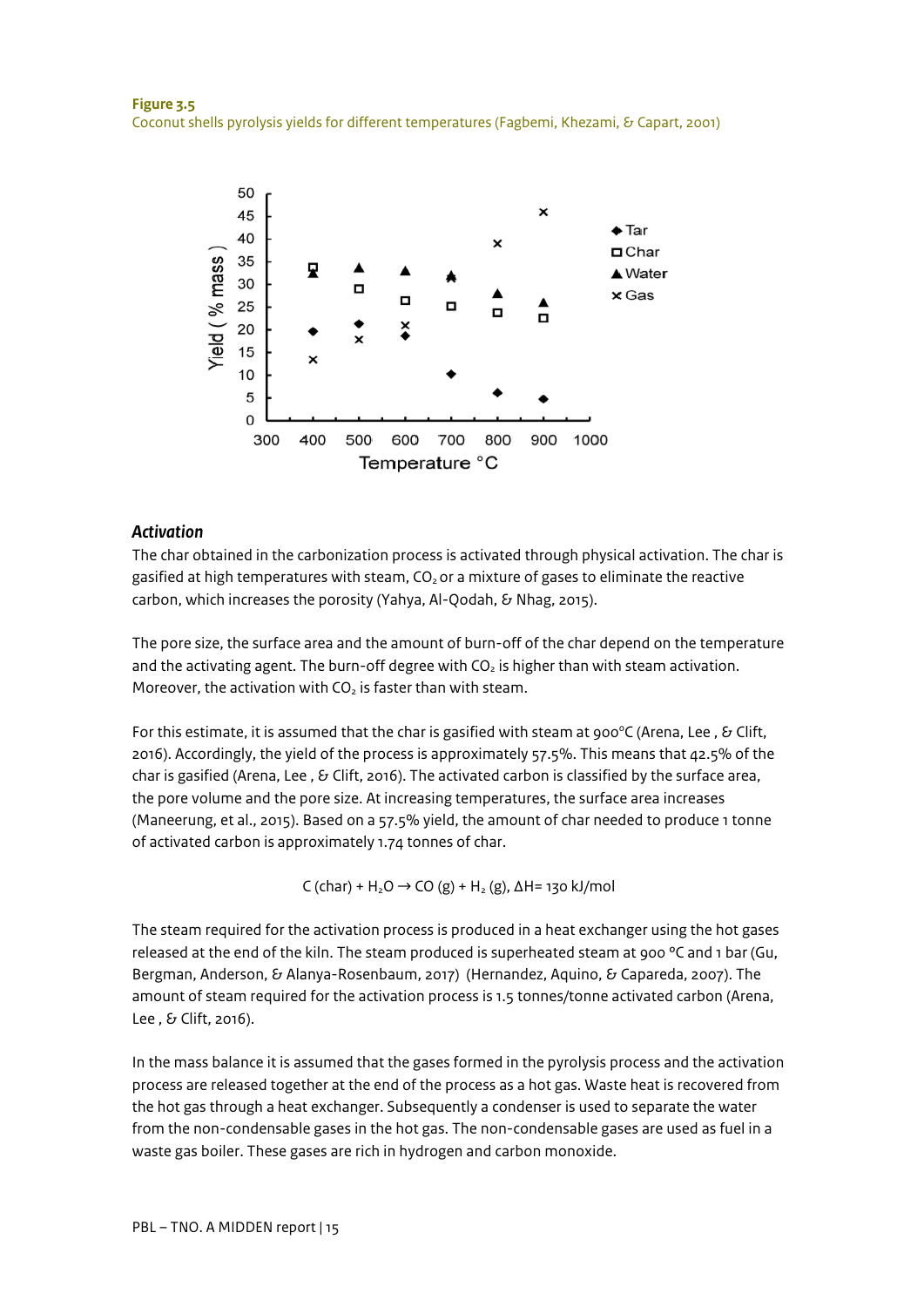**Figure 3.5**
Coconut shells pyrolysis yields for different temperatures (Fagbemi, Khezami, & Capart, 2001)

### *Activation*

The char obtained in the carbonization process is activated through physical activation. The char is gasified at high temperatures with steam, $CO_2$ or a mixture of gases to eliminate the reactive carbon, which increases the porosity (Yahya, Al-Qodah, & Nhag, 2015).

The pore size, the surface area and the amount of burn-off of the char depend on the temperature and the activating agent. The burn-off degree with $CO_2$ is higher than with steam activation. Moreover, the activation with $CO_2$ is faster than with steam.

For this estimate, it is assumed that the char is gasified with steam at 900°C (Arena, Lee , & Clift, 2016). Accordingly, the yield of the process is approximately 57.5%. This means that 42.5% of the char is gasified (Arena, Lee , & Clift, 2016). The activated carbon is classified by the surface area, the pore volume and the pore size. At increasing temperatures, the surface area increases (Maneerung, et al., 2015). Based on a 57.5% yield, the amount of char needed to produce 1 tonne of activated carbon is approximately 1.74 tonnes of char.

$$C \text{ (char)} + H_2O \rightarrow CO \text{ (g)} + H_2 \text{ (g)}, \; \Delta H = 130 \text{ kJ/mol}$$

The steam required for the activation process is produced in a heat exchanger using the hot gases released at the end of the kiln. The steam produced is superheated steam at 900 °C and 1 bar (Gu, Bergman, Anderson, & Alanya-Rosenbaum, 2017) (Hernandez, Aquino, & Capareda, 2007). The amount of steam required for the activation process is 1.5 tonnes/tonne activated carbon (Arena, Lee , & Clift, 2016).

In the mass balance it is assumed that the gases formed in the pyrolysis process and the activation process are released together at the end of the process as a hot gas. Waste heat is recovered from the hot gas through a heat exchanger. Subsequently a condenser is used to separate the water from the non-condensable gases in the hot gas. The non-condensable gases are used as fuel in a waste gas boiler. These gases are rich in hydrogen and carbon monoxide.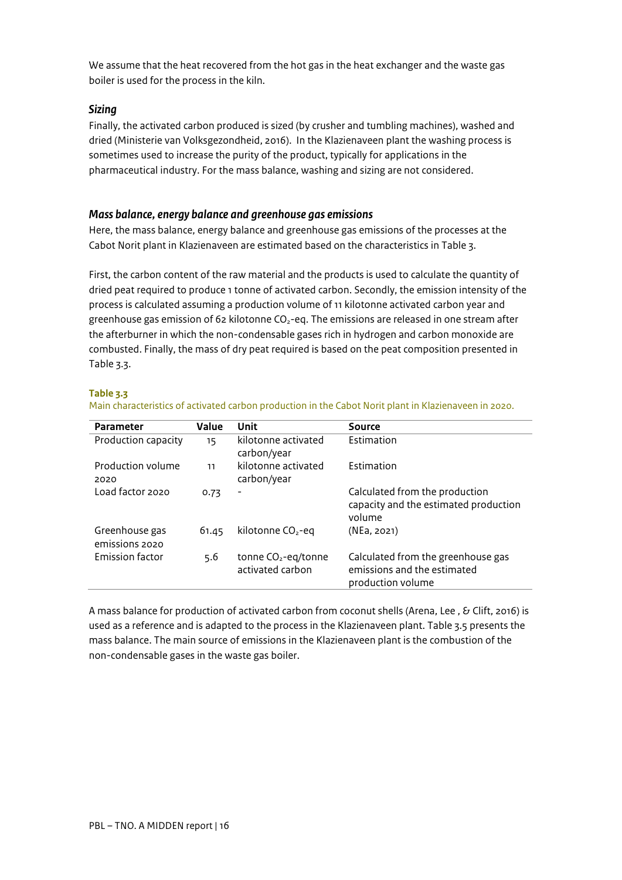We assume that the heat recovered from the hot gas in the heat exchanger and the waste gas boiler is used for the process in the kiln.

### *Sizing*

Finally, the activated carbon produced is sized (by crusher and tumbling machines), washed and dried (Ministerie van Volksgezondheid, 2016). In the Klazienaveen plant the washing process is sometimes used to increase the purity of the product, typically for applications in the pharmaceutical industry. For the mass balance, washing and sizing are not considered.

### *Mass balance, energy balance and greenhouse gas emissions*

Here, the mass balance, energy balance and greenhouse gas emissions of the processes at the Cabot Norit plant in Klazienaveen are estimated based on the characteristics in Table 3.

First, the carbon content of the raw material and the products is used to calculate the quantity of dried peat required to produce 1 tonne of activated carbon. Secondly, the emission intensity of the process is calculated assuming a production volume of 11 kilotonne activated carbon year and greenhouse gas emission of 62 kilotonne $CO_2$-eq. The emissions are released in one stream after the afterburner in which the non-condensable gases rich in hydrogen and carbon monoxide are combusted. Finally, the mass of dry peat required is based on the peat composition presented in Table 3.3.

**Table 3.3**
Main characteristics of activated carbon production in the Cabot Norit plant in Klazienaveen in 2020.

| Parameter | Value | Unit | Source |
|---|---|---|---|
| Production capacity | 15 | kilotonne activated carbon/year | Estimation |
| Production volume 2020 | 11 | kilotonne activated carbon/year | Estimation |
| Load factor 2020 | 0.73 | - | Calculated from the production capacity and the estimated production volume |
| Greenhouse gas emissions 2020 | 61.45 | kilotonne $CO_2$-eq | (NEa, 2021) |
| Emission factor | 5.6 | tonne $CO_2$-eq/tonne activated carbon | Calculated from the greenhouse gas emissions and the estimated production volume |

A mass balance for production of activated carbon from coconut shells (Arena, Lee , & Clift, 2016) is used as a reference and is adapted to the process in the Klazienaveen plant. Table 3.5 presents the mass balance. The main source of emissions in the Klazienaveen plant is the combustion of the non-condensable gases in the waste gas boiler.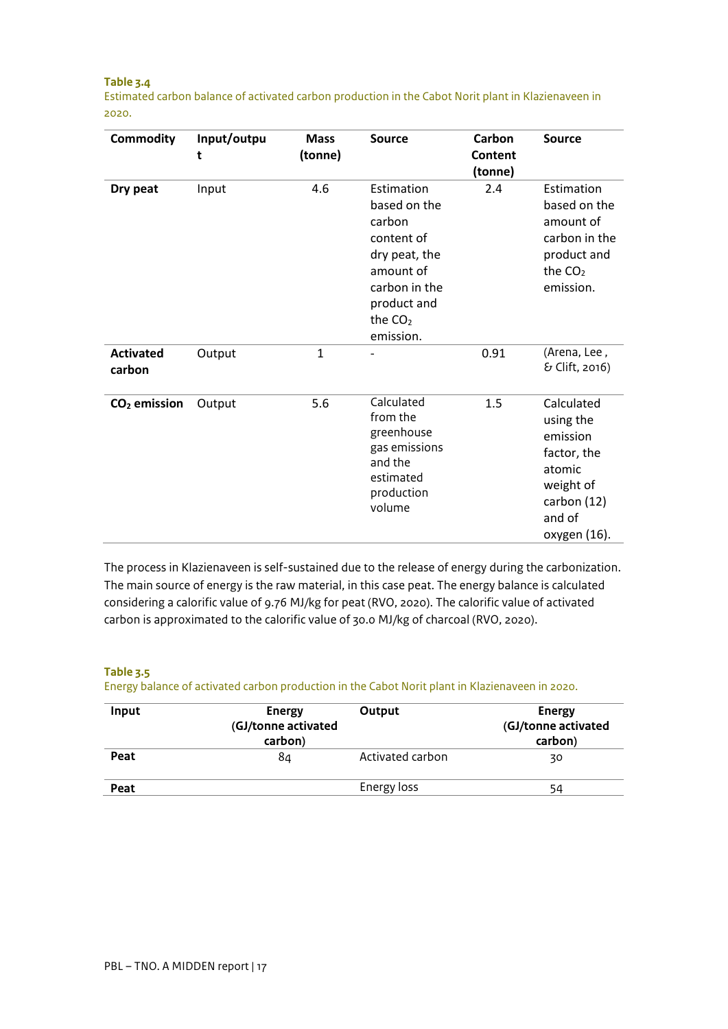**Table 3.4**
Estimated carbon balance of activated carbon production in the Cabot Norit plant in Klazienaveen in 2020.

| Commodity | Input/output | Mass (tonne) | Source | Carbon Content (tonne) | Source |
|---|---|---|---|---|---|
| **Dry peat** | Input | 4.6 | Estimation based on the carbon content of dry peat, the amount of carbon in the product and the $CO_2$ emission. | 2.4 | Estimation based on the amount of carbon in the product and the $CO_2$ emission. |
| **Activated carbon** | Output | 1 | - | 0.91 | (Arena, Lee , & Clift, 2016) |
| **$CO_2$ emission** | Output | 5.6 | Calculated from the greenhouse gas emissions and the estimated production volume | 1.5 | Calculated using the emission factor, the atomic weight of carbon (12) and of oxygen (16). |

The process in Klazienaveen is self-sustained due to the release of energy during the carbonization. The main source of energy is the raw material, in this case peat. The energy balance is calculated considering a calorific value of 9.76 MJ/kg for peat (RVO, 2020). The calorific value of activated carbon is approximated to the calorific value of 30.0 MJ/kg of charcoal (RVO, 2020).

**Table 3.5**
Energy balance of activated carbon production in the Cabot Norit plant in Klazienaveen in 2020.

| Input | Energy (GJ/tonne activated carbon) | Output | Energy (GJ/tonne activated carbon) |
|---|---|---|---|
| **Peat** | 84 | Activated carbon | 30 |
| **Peat** | | Energy loss | 54 |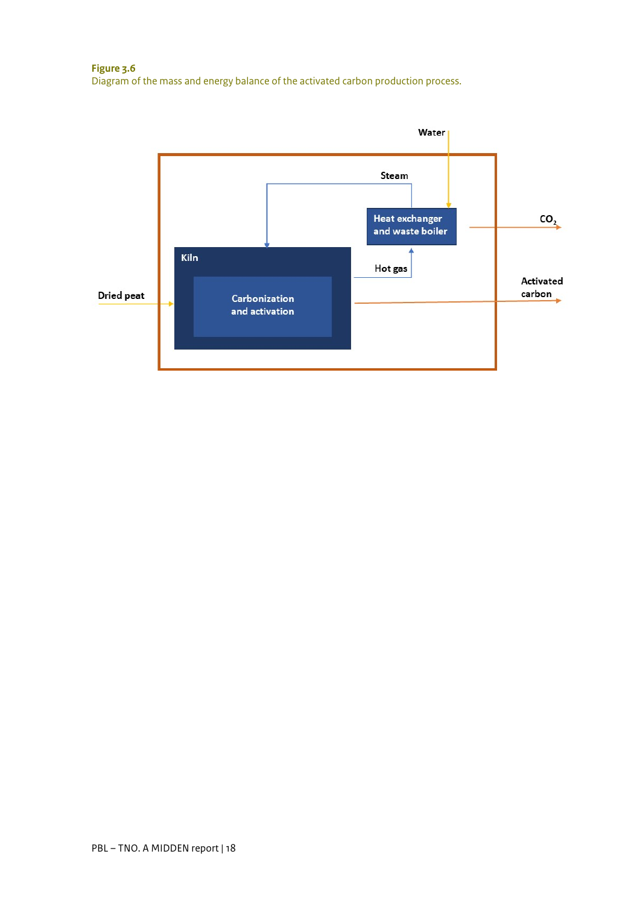**Figure 3.6**
Diagram of the mass and energy balance of the activated carbon production process.

Water

Steam

Heat exchanger and waste boiler

$CO_2$

Kiln

Hot gas

Activated carbon

Dried peat

Carbonization and activation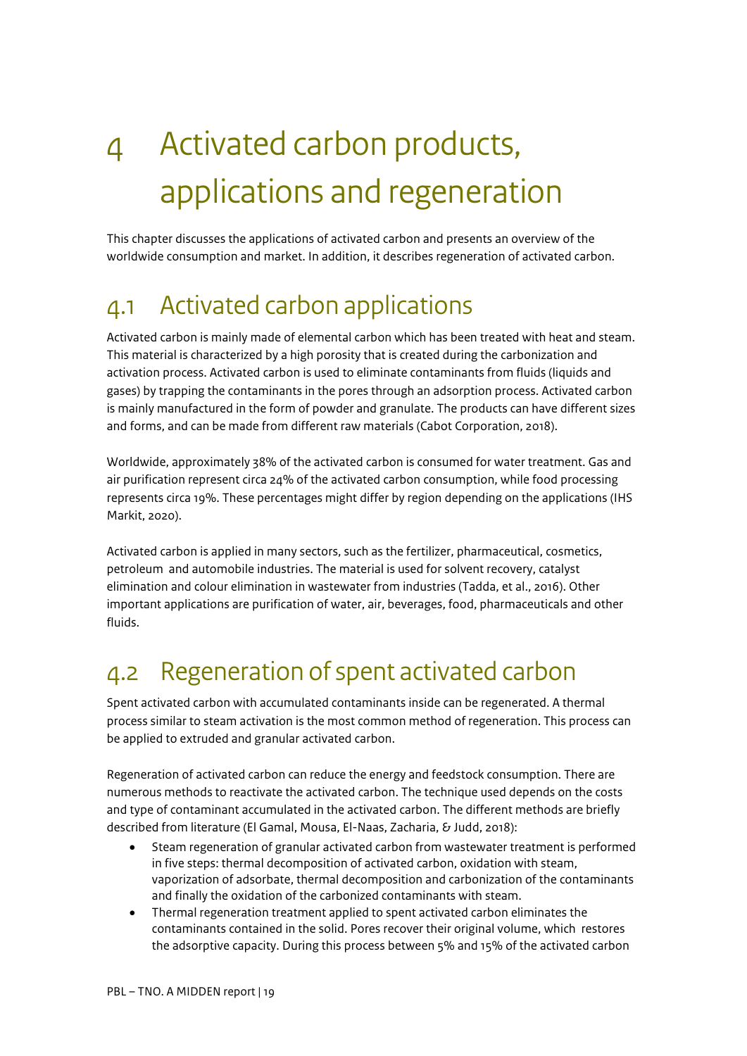# 4 Activated carbon products, applications and regeneration

This chapter discusses the applications of activated carbon and presents an overview of the worldwide consumption and market. In addition, it describes regeneration of activated carbon.

## 4.1 Activated carbon applications

Activated carbon is mainly made of elemental carbon which has been treated with heat and steam. This material is characterized by a high porosity that is created during the carbonization and activation process. Activated carbon is used to eliminate contaminants from fluids (liquids and gases) by trapping the contaminants in the pores through an adsorption process. Activated carbon is mainly manufactured in the form of powder and granulate. The products can have different sizes and forms, and can be made from different raw materials (Cabot Corporation, 2018).

Worldwide, approximately 38% of the activated carbon is consumed for water treatment. Gas and air purification represent circa 24% of the activated carbon consumption, while food processing represents circa 19%. These percentages might differ by region depending on the applications (IHS Markit, 2020).

Activated carbon is applied in many sectors, such as the fertilizer, pharmaceutical, cosmetics, petroleum and automobile industries. The material is used for solvent recovery, catalyst elimination and colour elimination in wastewater from industries (Tadda, et al., 2016). Other important applications are purification of water, air, beverages, food, pharmaceuticals and other fluids.

## 4.2 Regeneration of spent activated carbon

Spent activated carbon with accumulated contaminants inside can be regenerated. A thermal process similar to steam activation is the most common method of regeneration. This process can be applied to extruded and granular activated carbon.

Regeneration of activated carbon can reduce the energy and feedstock consumption. There are numerous methods to reactivate the activated carbon. The technique used depends on the costs and type of contaminant accumulated in the activated carbon. The different methods are briefly described from literature (El Gamal, Mousa, El-Naas, Zacharia, & Judd, 2018):

- Steam regeneration of granular activated carbon from wastewater treatment is performed in five steps: thermal decomposition of activated carbon, oxidation with steam, vaporization of adsorbate, thermal decomposition and carbonization of the contaminants and finally the oxidation of the carbonized contaminants with steam.
- Thermal regeneration treatment applied to spent activated carbon eliminates the contaminants contained in the solid. Pores recover their original volume, which restores the adsorptive capacity. During this process between 5% and 15% of the activated carbon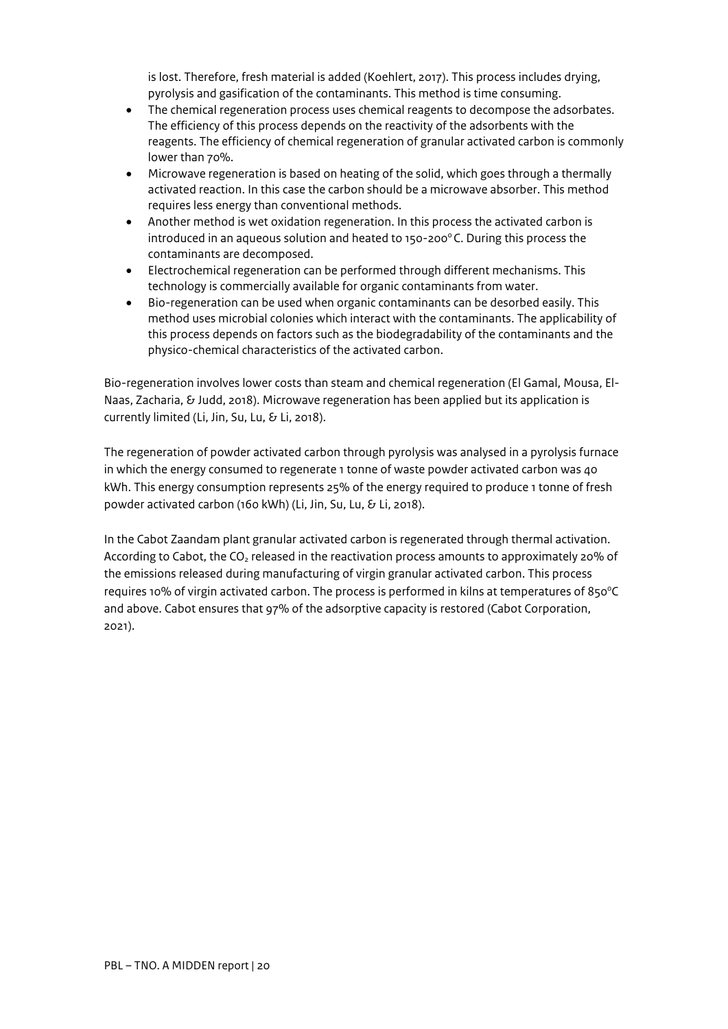is lost. Therefore, fresh material is added (Koehlert, 2017). This process includes drying, pyrolysis and gasification of the contaminants. This method is time consuming.

- The chemical regeneration process uses chemical reagents to decompose the adsorbates. The efficiency of this process depends on the reactivity of the adsorbents with the reagents. The efficiency of chemical regeneration of granular activated carbon is commonly lower than 70%.
- Microwave regeneration is based on heating of the solid, which goes through a thermally activated reaction. In this case the carbon should be a microwave absorber. This method requires less energy than conventional methods.
- Another method is wet oxidation regeneration. In this process the activated carbon is introduced in an aqueous solution and heated to 150-200°C. During this process the contaminants are decomposed.
- Electrochemical regeneration can be performed through different mechanisms. This technology is commercially available for organic contaminants from water.
- Bio-regeneration can be used when organic contaminants can be desorbed easily. This method uses microbial colonies which interact with the contaminants. The applicability of this process depends on factors such as the biodegradability of the contaminants and the physico-chemical characteristics of the activated carbon.

Bio-regeneration involves lower costs than steam and chemical regeneration (El Gamal, Mousa, El-Naas, Zacharia, & Judd, 2018). Microwave regeneration has been applied but its application is currently limited (Li, Jin, Su, Lu, & Li, 2018).

The regeneration of powder activated carbon through pyrolysis was analysed in a pyrolysis furnace in which the energy consumed to regenerate 1 tonne of waste powder activated carbon was 40 kWh. This energy consumption represents 25% of the energy required to produce 1 tonne of fresh powder activated carbon (160 kWh) (Li, Jin, Su, Lu, & Li, 2018).

In the Cabot Zaandam plant granular activated carbon is regenerated through thermal activation. According to Cabot, the $CO_2$ released in the reactivation process amounts to approximately 20% of the emissions released during manufacturing of virgin granular activated carbon. This process requires 10% of virgin activated carbon. The process is performed in kilns at temperatures of 850°C and above. Cabot ensures that 97% of the adsorptive capacity is restored (Cabot Corporation, 2021).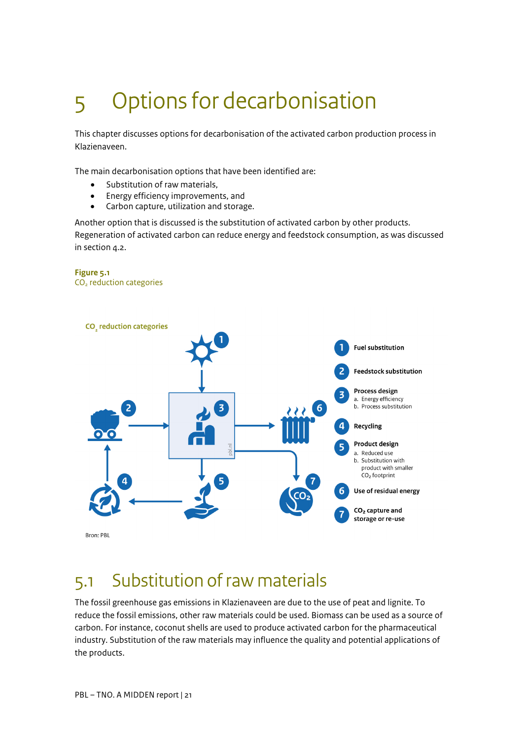# 5 Options for decarbonisation

This chapter discusses options for decarbonisation of the activated carbon production process in Klazienaveen.

The main decarbonisation options that have been identified are:

- Substitution of raw materials,
- Energy efficiency improvements, and
- Carbon capture, utilization and storage.

Another option that is discussed is the substitution of activated carbon by other products. Regeneration of activated carbon can reduce energy and feedstock consumption, as was discussed in section 4.2.

**Figure 5.1**
$CO_2$ reduction categories

$CO_2$ reduction categories

1. Fuel substitution
2. Feedstock substitution
3. Process design
   a. Energy efficiency
   b. Process substitution
4. Recycling
5. Product design
   a. Reduced use
   b. Substitution with product with smaller $CO_2$ footprint
6. Use of residual energy
7. $CO_2$ capture and storage or re-use

Bron: PBL

## 5.1 Substitution of raw materials

The fossil greenhouse gas emissions in Klazienaveen are due to the use of peat and lignite. To reduce the fossil emissions, other raw materials could be used. Biomass can be used as a source of carbon. For instance, coconut shells are used to produce activated carbon for the pharmaceutical industry. Substitution of the raw materials may influence the quality and potential applications of the products.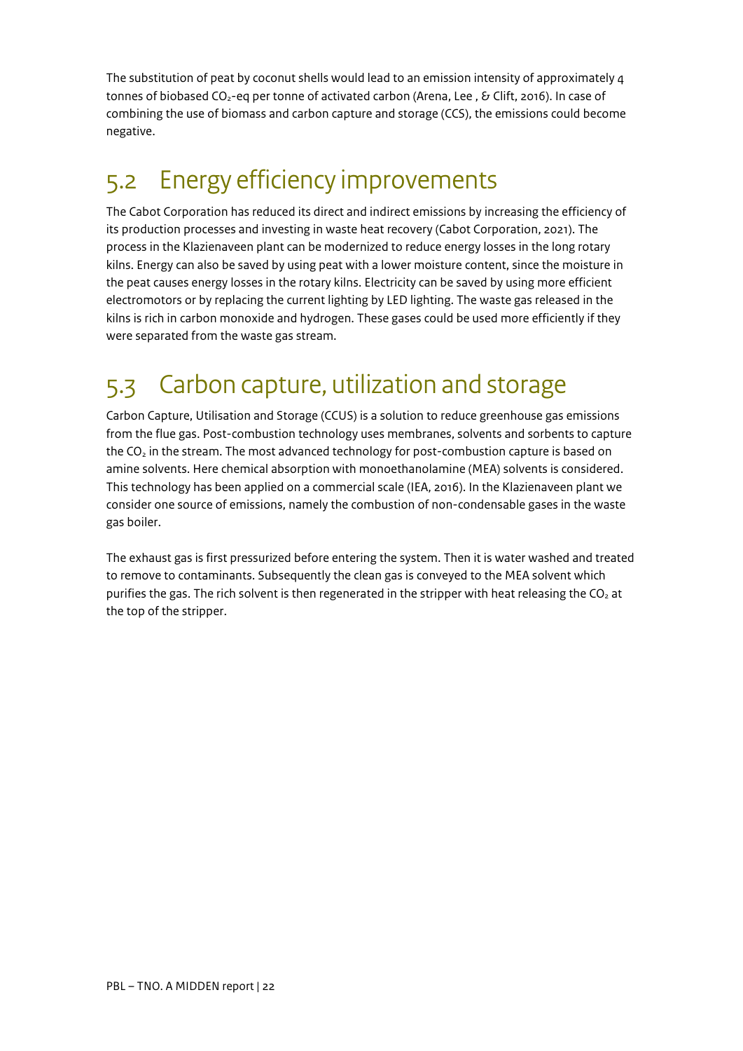The substitution of peat by coconut shells would lead to an emission intensity of approximately 4 tonnes of biobased $CO_2$-eq per tonne of activated carbon (Arena, Lee , & Clift, 2016). In case of combining the use of biomass and carbon capture and storage (CCS), the emissions could become negative.

## 5.2 Energy efficiency improvements

The Cabot Corporation has reduced its direct and indirect emissions by increasing the efficiency of its production processes and investing in waste heat recovery (Cabot Corporation, 2021). The process in the Klazienaveen plant can be modernized to reduce energy losses in the long rotary kilns. Energy can also be saved by using peat with a lower moisture content, since the moisture in the peat causes energy losses in the rotary kilns. Electricity can be saved by using more efficient electromotors or by replacing the current lighting by LED lighting. The waste gas released in the kilns is rich in carbon monoxide and hydrogen. These gases could be used more efficiently if they were separated from the waste gas stream.

## 5.3 Carbon capture, utilization and storage

Carbon Capture, Utilisation and Storage (CCUS) is a solution to reduce greenhouse gas emissions from the flue gas. Post-combustion technology uses membranes, solvents and sorbents to capture the $CO_2$ in the stream. The most advanced technology for post-combustion capture is based on amine solvents. Here chemical absorption with monoethanolamine (MEA) solvents is considered. This technology has been applied on a commercial scale (IEA, 2016). In the Klazienaveen plant we consider one source of emissions, namely the combustion of non-condensable gases in the waste gas boiler.

The exhaust gas is first pressurized before entering the system. Then it is water washed and treated to remove to contaminants. Subsequently the clean gas is conveyed to the MEA solvent which purifies the gas. The rich solvent is then regenerated in the stripper with heat releasing the $CO_2$ at the top of the stripper.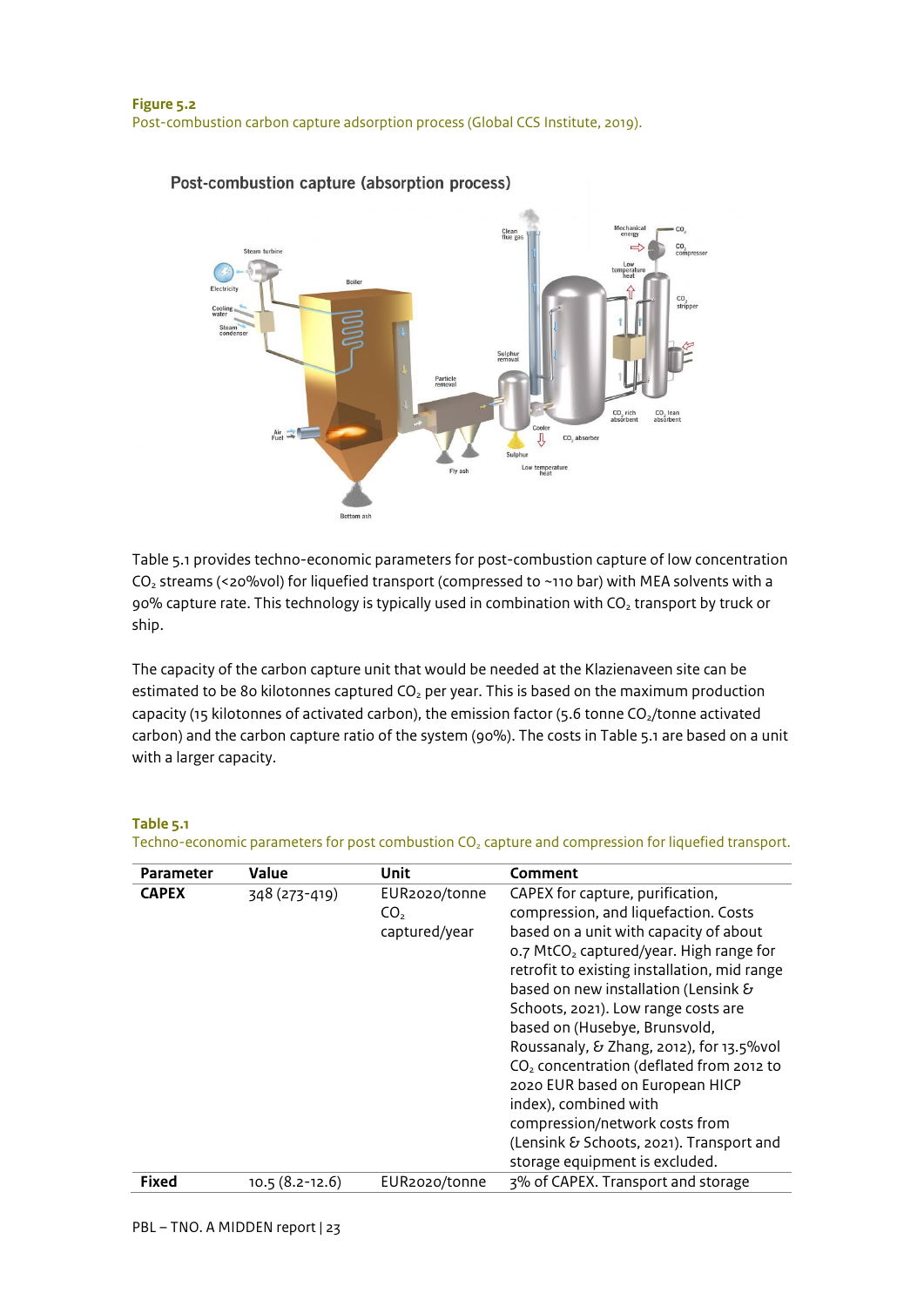**Figure 5.2**
Post-combustion carbon capture adsorption process (Global CCS Institute, 2019).

Table 5.1 provides techno-economic parameters for post-combustion capture of low concentration $CO_2$ streams (<20%vol) for liquefied transport (compressed to ~110 bar) with MEA solvents with a 90% capture rate. This technology is typically used in combination with $CO_2$ transport by truck or ship.

The capacity of the carbon capture unit that would be needed at the Klazienaveen site can be estimated to be 80 kilotonnes captured $CO_2$ per year. This is based on the maximum production capacity (15 kilotonnes of activated carbon), the emission factor (5.6 tonne $CO_2$/tonne activated carbon) and the carbon capture ratio of the system (90%). The costs in Table 5.1 are based on a unit with a larger capacity.

**Table 5.1**
Techno-economic parameters for post combustion $CO_2$ capture and compression for liquefied transport.

| Parameter | Value | Unit | Comment |
|---|---|---|---|
| **CAPEX** | 348 (273-419) | EUR2020/tonne $CO_2$ captured/year | CAPEX for capture, purification, compression, and liquefaction. Costs based on a unit with capacity of about 0.7 $MtCO_2$ captured/year. High range for retrofit to existing installation, mid range based on new installation (Lensink & Schoots, 2021). Low range costs are based on (Husebye, Brunsvold, Roussanaly, & Zhang, 2012), for 13.5%vol $CO_2$ concentration (deflated from 2012 to 2020 EUR based on European HICP index), combined with compression/network costs from (Lensink & Schoots, 2021). Transport and storage equipment is excluded. |
| **Fixed** | 10.5 (8.2-12.6) | EUR2020/tonne | 3% of CAPEX. Transport and storage |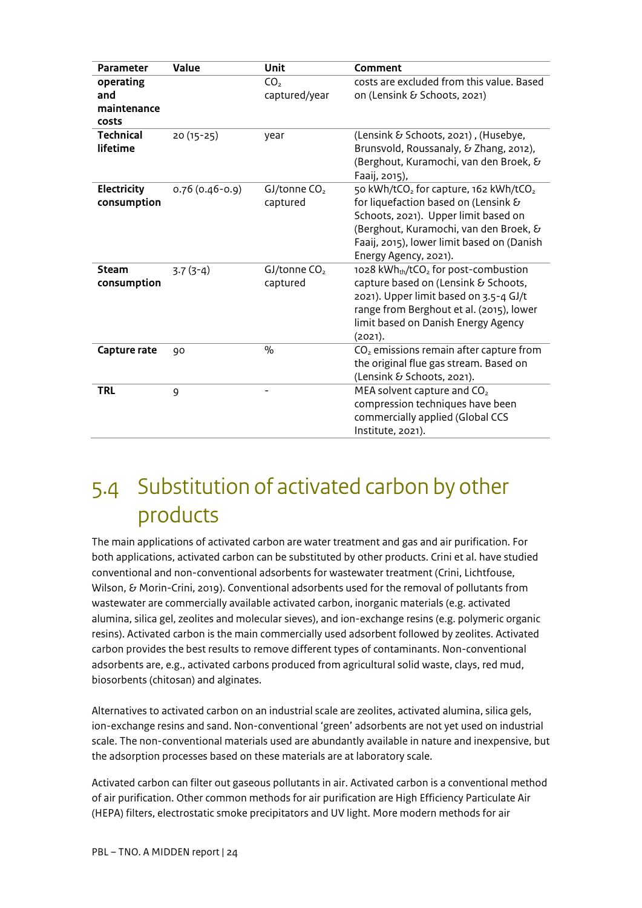| Parameter | Value | Unit | Comment |
| --- | --- | --- | --- |
| **operating and maintenance costs** | | $CO_2$ captured/year | costs are excluded from this value. Based on (Lensink & Schoots, 2021) |
| **Technical lifetime** | 20 (15-25) | year | (Lensink & Schoots, 2021) , (Husebye, Brunsvold, Roussanaly, & Zhang, 2012), (Berghout, Kuramochi, van den Broek, & Faaij, 2015), |
| **Electricity consumption** | 0.76 (0.46-0.9) | GJ/tonne $CO_2$ captured | 50 kWh/t$CO_2$ for capture, 162 kWh/t$CO_2$ for liquefaction based on (Lensink & Schoots, 2021). Upper limit based on (Berghout, Kuramochi, van den Broek, & Faaij, 2015), lower limit based on (Danish Energy Agency, 2021). |
| **Steam consumption** | 3.7 (3-4) | GJ/tonne $CO_2$ captured | 1028 $kWh_{th}$/t$CO_2$ for post-combustion capture based on (Lensink & Schoots, 2021). Upper limit based on 3.5-4 GJ/t range from Berghout et al. (2015), lower limit based on Danish Energy Agency (2021). |
| **Capture rate** | 90 | % | $CO_2$ emissions remain after capture from the original flue gas stream. Based on (Lensink & Schoots, 2021). |
| **TRL** | 9 | - | MEA solvent capture and $CO_2$ compression techniques have been commercially applied (Global CCS Institute, 2021). |

## 5.4 Substitution of activated carbon by other products

The main applications of activated carbon are water treatment and gas and air purification. For both applications, activated carbon can be substituted by other products. Crini et al. have studied conventional and non-conventional adsorbents for wastewater treatment (Crini, Lichtfouse, Wilson, & Morin-Crini, 2019). Conventional adsorbents used for the removal of pollutants from wastewater are commercially available activated carbon, inorganic materials (e.g. activated alumina, silica gel, zeolites and molecular sieves), and ion-exchange resins (e.g. polymeric organic resins). Activated carbon is the main commercially used adsorbent followed by zeolites. Activated carbon provides the best results to remove different types of contaminants. Non-conventional adsorbents are, e.g., activated carbons produced from agricultural solid waste, clays, red mud, biosorbents (chitosan) and alginates.

Alternatives to activated carbon on an industrial scale are zeolites, activated alumina, silica gels, ion-exchange resins and sand. Non-conventional 'green' adsorbents are not yet used on industrial scale. The non-conventional materials used are abundantly available in nature and inexpensive, but the adsorption processes based on these materials are at laboratory scale.

Activated carbon can filter out gaseous pollutants in air. Activated carbon is a conventional method of air purification. Other common methods for air purification are High Efficiency Particulate Air (HEPA) filters, electrostatic smoke precipitators and UV light. More modern methods for air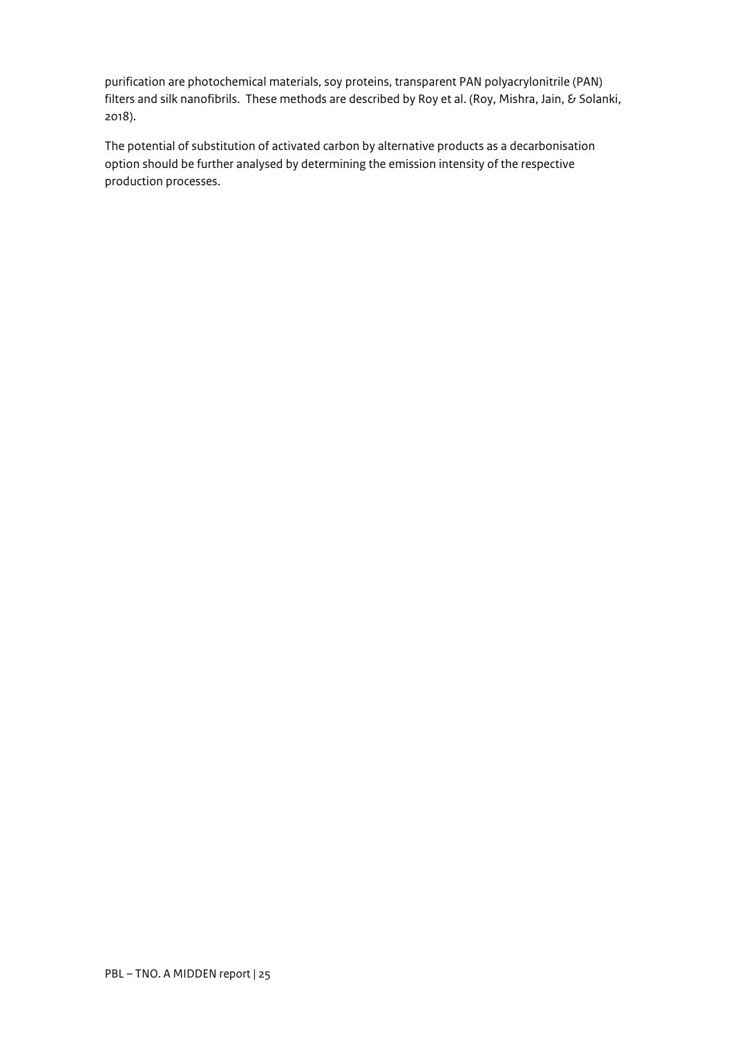purification are photochemical materials, soy proteins, transparent PAN polyacrylonitrile (PAN) filters and silk nanofibrils. These methods are described by Roy et al. (Roy, Mishra, Jain, & Solanki, 2018).

The potential of substitution of activated carbon by alternative products as a decarbonisation option should be further analysed by determining the emission intensity of the respective production processes.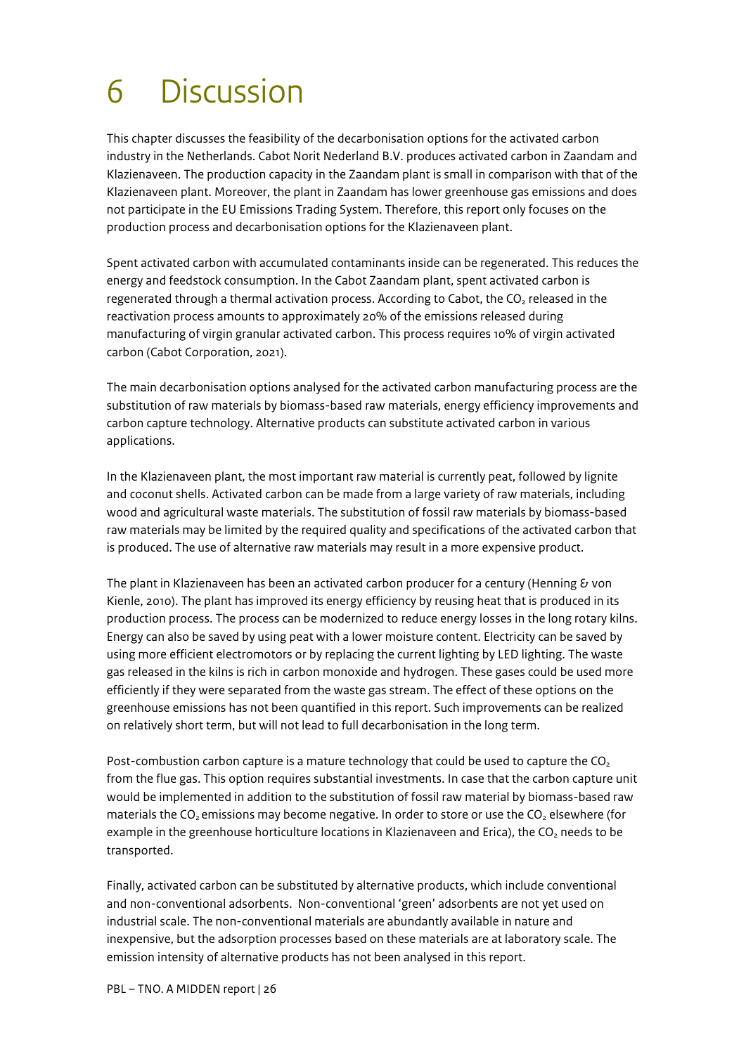# 6 Discussion

This chapter discusses the feasibility of the decarbonisation options for the activated carbon industry in the Netherlands. Cabot Norit Nederland B.V. produces activated carbon in Zaandam and Klazienaveen. The production capacity in the Zaandam plant is small in comparison with that of the Klazienaveen plant. Moreover, the plant in Zaandam has lower greenhouse gas emissions and does not participate in the EU Emissions Trading System. Therefore, this report only focuses on the production process and decarbonisation options for the Klazienaveen plant.

Spent activated carbon with accumulated contaminants inside can be regenerated. This reduces the energy and feedstock consumption. In the Cabot Zaandam plant, spent activated carbon is regenerated through a thermal activation process. According to Cabot, the $CO_2$ released in the reactivation process amounts to approximately 20% of the emissions released during manufacturing of virgin granular activated carbon. This process requires 10% of virgin activated carbon (Cabot Corporation, 2021).

The main decarbonisation options analysed for the activated carbon manufacturing process are the substitution of raw materials by biomass-based raw materials, energy efficiency improvements and carbon capture technology. Alternative products can substitute activated carbon in various applications.

In the Klazienaveen plant, the most important raw material is currently peat, followed by lignite and coconut shells. Activated carbon can be made from a large variety of raw materials, including wood and agricultural waste materials. The substitution of fossil raw materials by biomass-based raw materials may be limited by the required quality and specifications of the activated carbon that is produced. The use of alternative raw materials may result in a more expensive product.

The plant in Klazienaveen has been an activated carbon producer for a century (Henning & von Kienle, 2010). The plant has improved its energy efficiency by reusing heat that is produced in its production process. The process can be modernized to reduce energy losses in the long rotary kilns. Energy can also be saved by using peat with a lower moisture content. Electricity can be saved by using more efficient electromotors or by replacing the current lighting by LED lighting. The waste released in the kilns is rich in carbon monoxide and hydrogen. These gases could be used more efficiently if they were separated from the waste gas stream. The effect of these options on the greenhouse emissions has not been quantified in this report. Such improvements can be realized on relatively short term, but will not lead to full decarbonisation in the long term.

Post-combustion carbon capture is a mature technology that could be used to capture the $CO_2$ from the flue gas. This option requires substantial investments. In case that the carbon capture unit would be implemented in addition to the substitution of fossil raw material by biomass-based raw materials the $CO_2$ emissions may become negative. In order to store or use the $CO_2$ elsewhere (for example in the greenhouse horticulture locations in Klazienaveen and Erica), the $CO_2$ needs to be transported.

Finally, activated carbon can be substituted by alternative products, which include conventional and non-conventional adsorbents. Non-conventional 'green' adsorbents are not yet used on industrial scale. The non-conventional materials are abundantly available in nature and inexpensive, but the adsorption processes based on these materials are at laboratory scale. The emission intensity of alternative products has not been analysed in this report.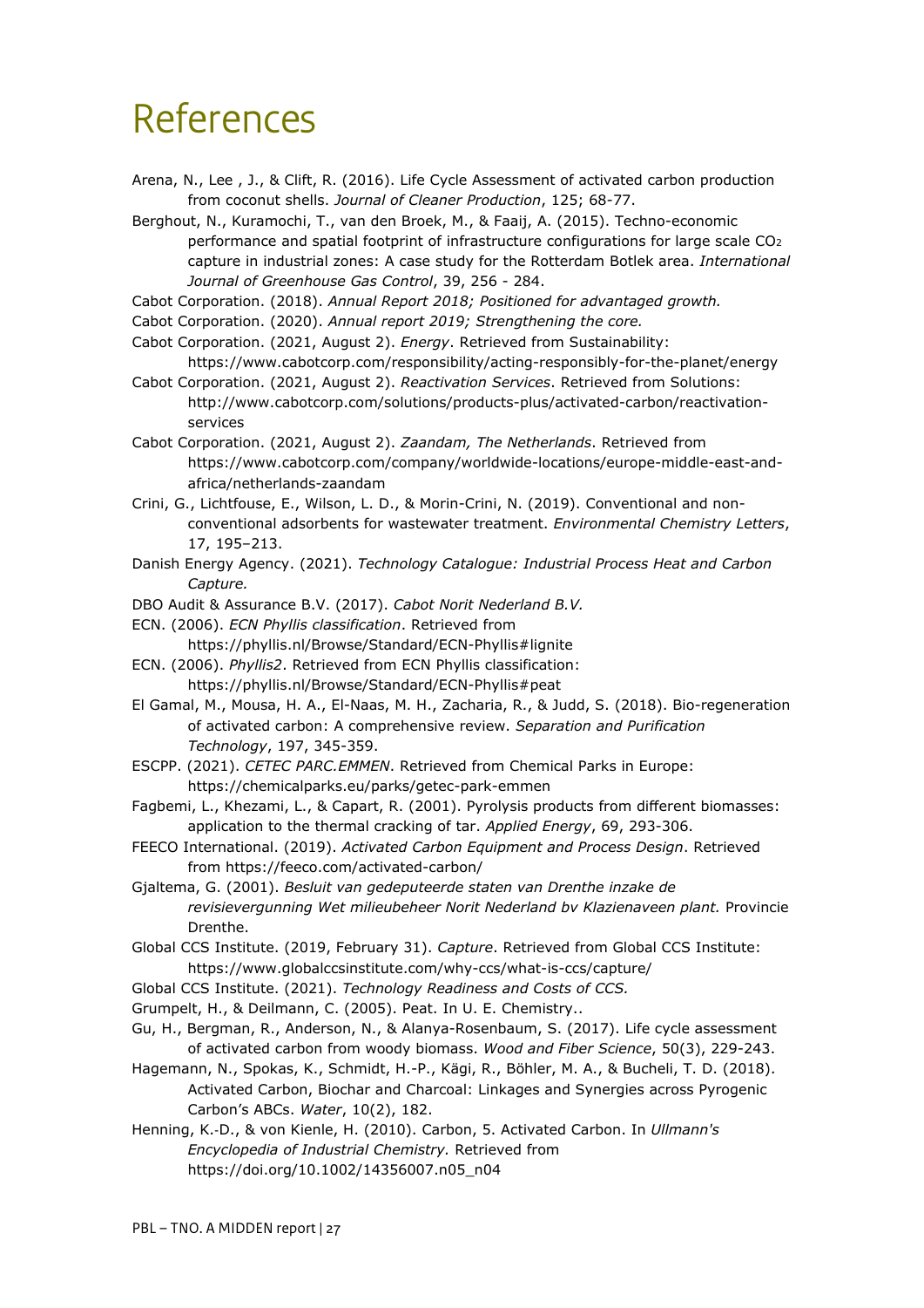# References

Arena, N., Lee , J., & Clift, R. (2016). Life Cycle Assessment of activated carbon production from coconut shells. *Journal of Cleaner Production*, 125; 68-77.

Berghout, N., Kuramochi, T., van den Broek, M., & Faaij, A. (2015). Techno-economic performance and spatial footprint of infrastructure configurations for large scale $CO_2$ capture in industrial zones: A case study for the Rotterdam Botlek area. *International Journal of Greenhouse Gas Control*, 39, 256 - 284.

Cabot Corporation. (2018). *Annual Report 2018; Positioned for advantaged growth.*

Cabot Corporation. (2020). *Annual report 2019; Strengthening the core.*

Cabot Corporation. (2021, August 2). *Energy*. Retrieved from Sustainability: https://www.cabotcorp.com/responsibility/acting-responsibly-for-the-planet/energy

Cabot Corporation. (2021, August 2). *Reactivation Services*. Retrieved from Solutions: http://www.cabotcorp.com/solutions/products-plus/activated-carbon/reactivation-services

Cabot Corporation. (2021, August 2). *Zaandam, The Netherlands*. Retrieved from https://www.cabotcorp.com/company/worldwide-locations/europe-middle-east-and-africa/netherlands-zaandam

Crini, G., Lichtfouse, E., Wilson, L. D., & Morin-Crini, N. (2019). Conventional and non-conventional adsorbents for wastewater treatment. *Environmental Chemistry Letters*, 17, 195–213.

Danish Energy Agency. (2021). *Technology Catalogue: Industrial Process Heat and Carbon Capture.*

DBO Audit & Assurance B.V. (2017). *Cabot Norit Nederland B.V.*

ECN. (2006). *ECN Phyllis classification*. Retrieved from https://phyllis.nl/Browse/Standard/ECN-Phyllis#lignite

ECN. (2006). *Phyllis2*. Retrieved from ECN Phyllis classification: https://phyllis.nl/Browse/Standard/ECN-Phyllis#peat

El Gamal, M., Mousa, H. A., El-Naas, M. H., Zacharia, R., & Judd, S. (2018). Bio-regeneration of activated carbon: A comprehensive review. *Separation and Purification Technology*, 197, 345-359.

ESCPP. (2021). *CETEC PARC.EMMEN*. Retrieved from Chemical Parks in Europe: https://chemicalparks.eu/parks/getec-park-emmen

Fagbemi, L., Khezami, L., & Capart, R. (2001). Pyrolysis products from different biomasses: application to the thermal cracking of tar. *Applied Energy*, 69, 293-306.

FEECO International. (2019). *Activated Carbon Equipment and Process Design*. Retrieved from https://feeco.com/activated-carbon/

Gjaltema, G. (2001). *Besluit van gedeputeerde staten van Drenthe inzake de revisievergunning Wet milieubeheer Norit Nederland bv Klazienaveen plant.* Provincie Drenthe.

Global CCS Institute. (2019, February 31). *Capture*. Retrieved from Global CCS Institute: https://www.globalccsinstitute.com/why-ccs/what-is-ccs/capture/

Global CCS Institute. (2021). *Technology Readiness and Costs of CCS.*

Grumpelt, H., & Deilmann, C. (2005). Peat. In U. E. Chemistry..

Gu, H., Bergman, R., Anderson, N., & Alanya-Rosenbaum, S. (2017). Life cycle assessment of activated carbon from woody biomass. *Wood and Fiber Science*, 50(3), 229-243.

Hagemann, N., Spokas, K., Schmidt, H.-P., Kägi, R., Böhler, M. A., & Bucheli, T. D. (2018). Activated Carbon, Biochar and Charcoal: Linkages and Synergies across Pyrogenic Carbon's ABCs. *Water*, 10(2), 182.

Henning, K.-D., & von Kienle, H. (2010). Carbon, 5. Activated Carbon. In *Ullmann's Encyclopedia of Industrial Chemistry*. Retrieved from https://doi.org/10.1002/14356007.n05_n04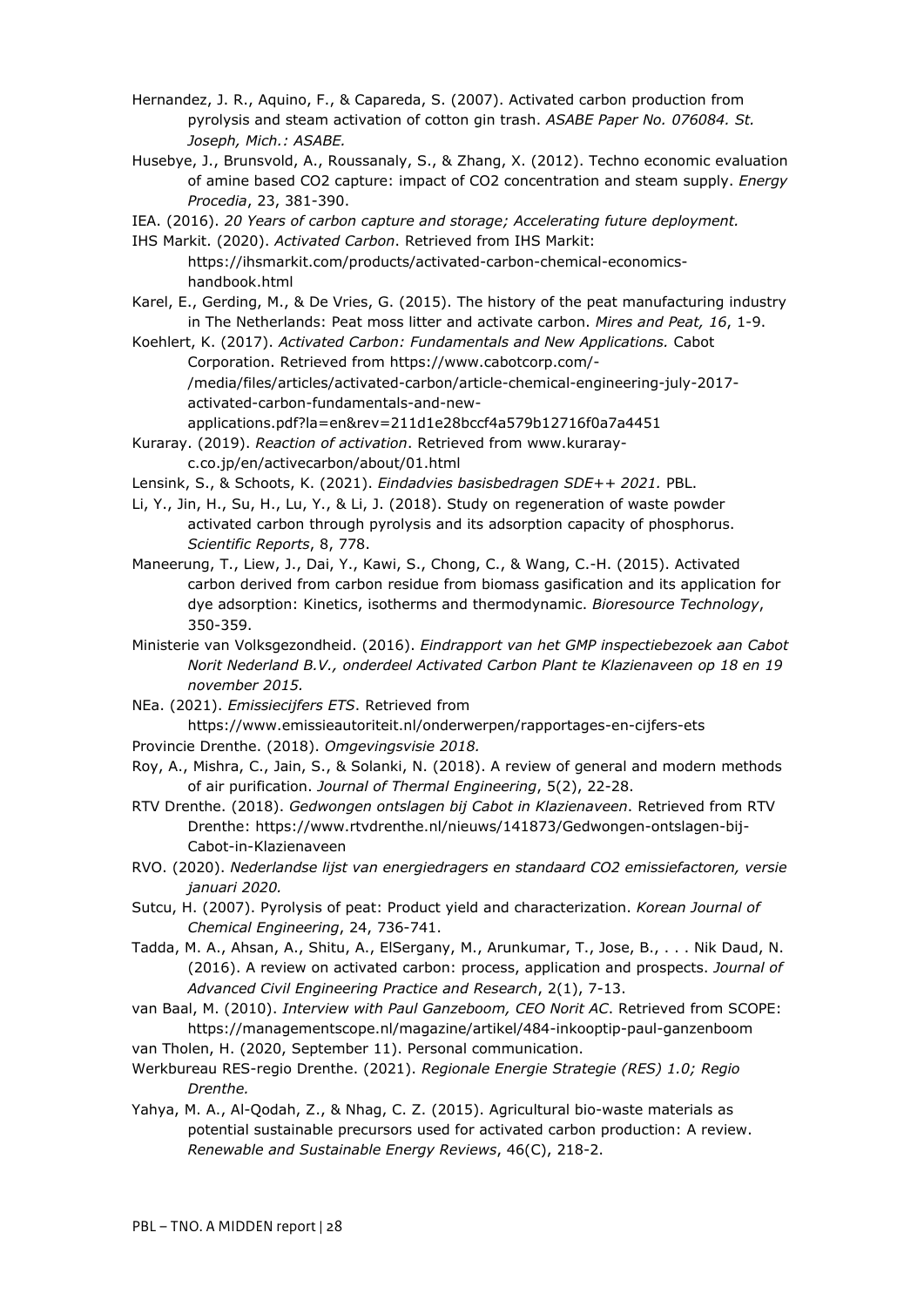Hernandez, J. R., Aquino, F., & Capareda, S. (2007). Activated carbon production from pyrolysis and steam activation of cotton gin trash. *ASABE Paper No. 076084. St. Joseph, Mich.: ASABE.*

Husebye, J., Brunsvold, A., Roussanaly, S., & Zhang, X. (2012). Techno economic evaluation of amine based CO2 capture: impact of CO2 concentration and steam supply. *Energy Procedia*, 23, 381-390.

IEA. (2016). *20 Years of carbon capture and storage; Accelerating future deployment.*

IHS Markit. (2020). *Activated Carbon*. Retrieved from IHS Markit: https://ihsmarkit.com/products/activated-carbon-chemical-economics-handbook.html

Karel, E., Gerding, M., & De Vries, G. (2015). The history of the peat manufacturing industry in The Netherlands: Peat moss litter and activate carbon. *Mires and Peat, 16*, 1-9.

Koehlert, K. (2017). *Activated Carbon: Fundamentals and New Applications.* Cabot Corporation. Retrieved from https://www.cabotcorp.com/-/media/files/articles/activated-carbon/article-chemical-engineering-july-2017-activated-carbon-fundamentals-and-new-applications.pdf?la=en&rev=211d1e28bccf4a579b12716f0a7a4451

Kuraray. (2019). *Reaction of activation*. Retrieved from www.kuraray-c.co.jp/en/activecarbon/about/01.html

Lensink, S., & Schoots, K. (2021). *Eindadvies basisbedragen SDE++ 2021.* PBL.

Li, Y., Jin, H., Su, H., Lu, Y., & Li, J. (2018). Study on regeneration of waste powder activated carbon through pyrolysis and its adsorption capacity of phosphorus. *Scientific Reports*, 8, 778.

Maneerung, T., Liew, J., Dai, Y., Kawi, S., Chong, C., & Wang, C.-H. (2015). Activated carbon derived from carbon residue from biomass gasification and its application for dye adsorption: Kinetics, isotherms and thermodynamic. *Bioresource Technology*, 350-359.

Ministerie van Volksgezondheid. (2016). *Eindrapport van het GMP inspectiebezoek aan Cabot Norit Nederland B.V., onderdeel Activated Carbon Plant te Klazienaveen op 18 en 19 november 2015.*

NEa. (2021). *Emissiecijfers ETS*. Retrieved from https://www.emissieautoriteit.nl/onderwerpen/rapportages-en-cijfers-ets

Provincie Drenthe. (2018). *Omgevingsvisie 2018.*

Roy, A., Mishra, C., Jain, S., & Solanki, N. (2018). A review of general and modern methods of air purification. *Journal of Thermal Engineering*, 5(2), 22-28.

RTV Drenthe. (2018). *Gedwongen ontslagen bij Cabot in Klazienaveen*. Retrieved from RTV Drenthe: https://www.rtvdrenthe.nl/nieuws/141873/Gedwongen-ontslagen-bij-Cabot-in-Klazienaveen

RVO. (2020). *Nederlandse lijst van energiedragers en standaard CO2 emissiefactoren, versie januari 2020.*

Sutcu, H. (2007). Pyrolysis of peat: Product yield and characterization. *Korean Journal of Chemical Engineering*, 24, 736-741.

Tadda, M. A., Ahsan, A., Shitu, A., ElSergany, M., Arunkumar, T., Jose, B., . . . Nik Daud, N. (2016). A review on activated carbon: process, application and prospects. *Journal of Advanced Civil Engineering Practice and Research*, 2(1), 7-13.

van Baal, M. (2010). *Interview with Paul Ganzeboom, CEO Norit AC*. Retrieved from SCOPE: https://managementscope.nl/magazine/artikel/484-inkooptip-paul-ganzenboom

van Tholen, H. (2020, September 11). Personal communication.

Werkbureau RES-regio Drenthe. (2021). *Regionale Energie Strategie (RES) 1.0; Regio Drenthe.*

Yahya, M. A., Al-Qodah, Z., & Nhag, C. Z. (2015). Agricultural bio-waste materials as potential sustainable precursors used for activated carbon production: A review. *Renewable and Sustainable Energy Reviews*, 46(C), 218-2.